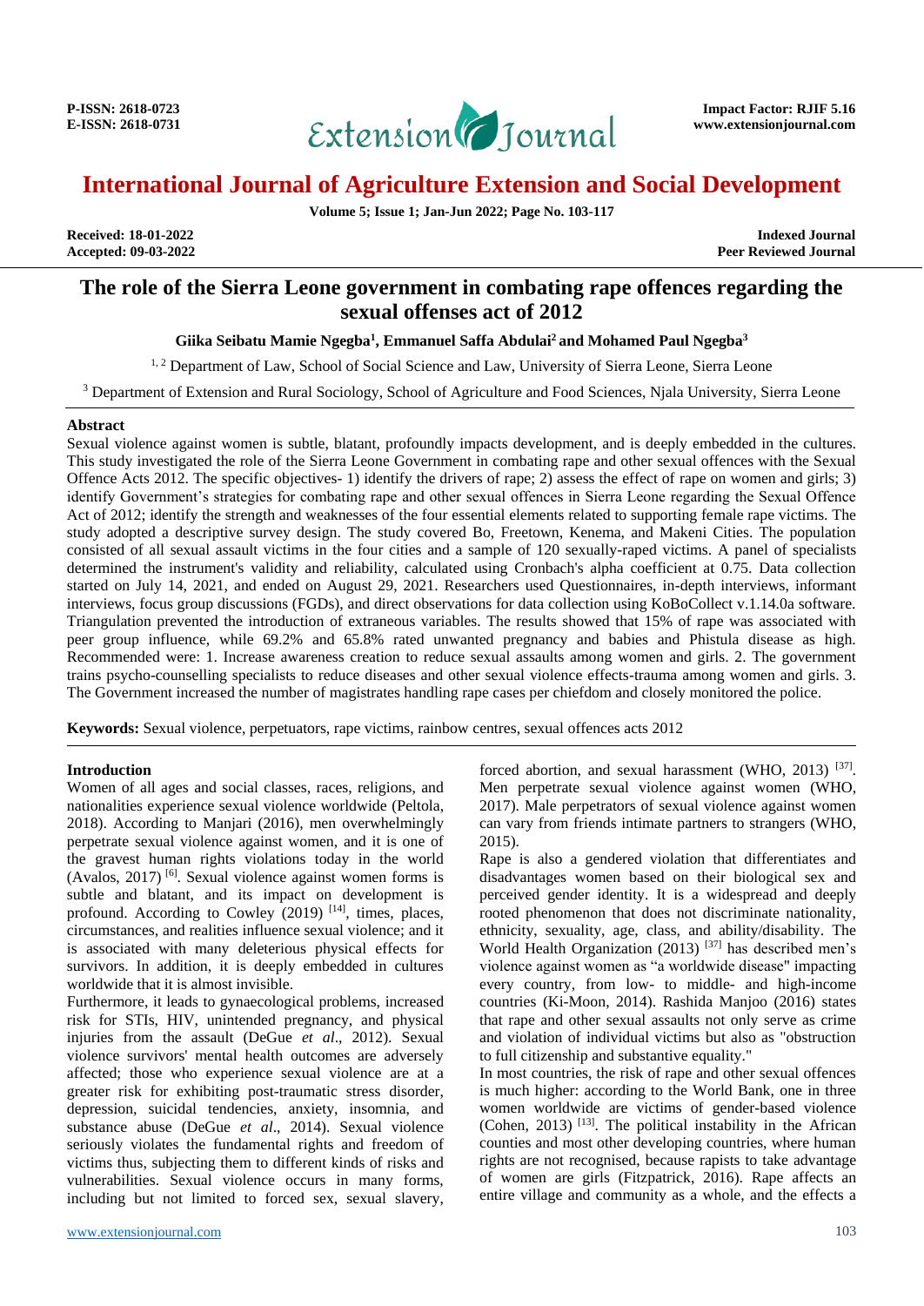# International Journal of Agriculture Extension and Social Development

Received: 18-01-2022
Accepted: 09-03-2022

Indexed Journal
Peer Reviewed Journal

## The role of the Sierra Leone government in combating rape offences regarding the sexual offenses act of 2012

**Giika Seibatu Mamie Ngegba[1], Emmanuel Saffa Abdulai[2] and Mohamed Paul Ngegba[3]**

[1, 2] Department of Law, School of Social Science and Law, University of Sierra Leone, Sierra Leone

[3] Department of Extension and Rural Sociology, School of Agriculture and Food Sciences, Njala University, Sierra Leone

### Abstract

Sexual violence against women is subtle, blatant, profoundly impacts development, and is deeply embedded in the cultures. This study investigated the role of the Sierra Leone Government in combating rape and other sexual offences with the Sexual Offence Acts 2012. The specific objectives- 1) identify the drivers of rape; 2) assess the effect of rape on women and girls; 3) identify Government's strategies for combating rape and other sexual offences in Sierra Leone regarding the Sexual Offence Act of 2012; identify the strength and weaknesses of the four essential elements related to supporting female rape victims. The study adopted a descriptive survey design. The study covered Bo, Freetown, Kenema, and Makeni Cities. The population consisted of all sexual assault victims in the four cities and a sample of 120 sexually-raped victims. A panel of specialists determined the instrument's validity and reliability, calculated using Cronbach's alpha coefficient at 0.75. Data collection started on July 14, 2021, and ended on August 29, 2021. Researchers used Questionnaires, in-depth interviews, informant interviews, focus group discussions (FGDs), and direct observations for data collection using KoBoCollect v.1.14.0a software. Triangulation prevented the introduction of extraneous variables. The results showed that 15% of rape was associated with peer group influence, while 69.2% and 65.8% rated unwanted pregnancy and babies and Phistula disease as high. Recommended were: 1. Increase awareness creation to reduce sexual assaults among women and girls. 2. The government trains psycho-counselling specialists to reduce diseases and other sexual violence effects-trauma among women and girls. 3. The Government increased the number of magistrates handling rape cases per chiefdom and closely monitored the police.

**Keywords:** Sexual violence, perpetuators, rape victims, rainbow centres, sexual offences acts 2012

### Introduction

Women of all ages and social classes, races, religions, and nationalities experience sexual violence worldwide (Peltola, 2018). According to Manjari (2016), men overwhelmingly perpetrate sexual violence against women, and it is one of the gravest human rights violations today in the world (Avalos, 2017) [6]. Sexual violence against women forms is subtle and blatant, and its impact on development is profound. According to Cowley (2019) [14], times, places, circumstances, and realities influence sexual violence; and it is associated with many deleterious physical effects for survivors. In addition, it is deeply embedded in cultures worldwide that it is almost invisible.

Furthermore, it leads to gynaecological problems, increased risk for STIs, HIV, unintended pregnancy, and physical injuries from the assault (DeGue *et al*., 2012). Sexual violence survivors' mental health outcomes are adversely affected; those who experience sexual violence are at a greater risk for exhibiting post-traumatic stress disorder, depression, suicidal tendencies, anxiety, insomnia, and substance abuse (DeGue *et al*., 2014). Sexual violence seriously violates the fundamental rights and freedom of victims thus, subjecting them to different kinds of risks and vulnerabilities. Sexual violence occurs in many forms, including but not limited to forced sex, sexual slavery, forced abortion, and sexual harassment (WHO, 2013) [37]. Men perpetrate sexual violence against women (WHO, 2017). Male perpetrators of sexual violence against women can vary from friends intimate partners to strangers (WHO, 2015).

Rape is also a gendered violation that differentiates and disadvantages women based on their biological sex and perceived gender identity. It is a widespread and deeply rooted phenomenon that does not discriminate nationality, ethnicity, sexuality, age, class, and ability/disability. The World Health Organization (2013) [37] has described men's violence against women as "a worldwide disease" impacting every country, from low- to middle- and high-income countries (Ki-Moon, 2014). Rashida Manjoo (2016) states that rape and other sexual assaults not only serve as crime and violation of individual victims but also as "obstruction to full citizenship and substantive equality."

In most countries, the risk of rape and other sexual offences is much higher: according to the World Bank, one in three women worldwide are victims of gender-based violence (Cohen, 2013) [13]. The political instability in the African counties and most other developing countries, where human rights are not recognised, because rapists to take advantage of women are girls (Fitzpatrick, 2016). Rape affects an entire village and community as a whole, and the effects a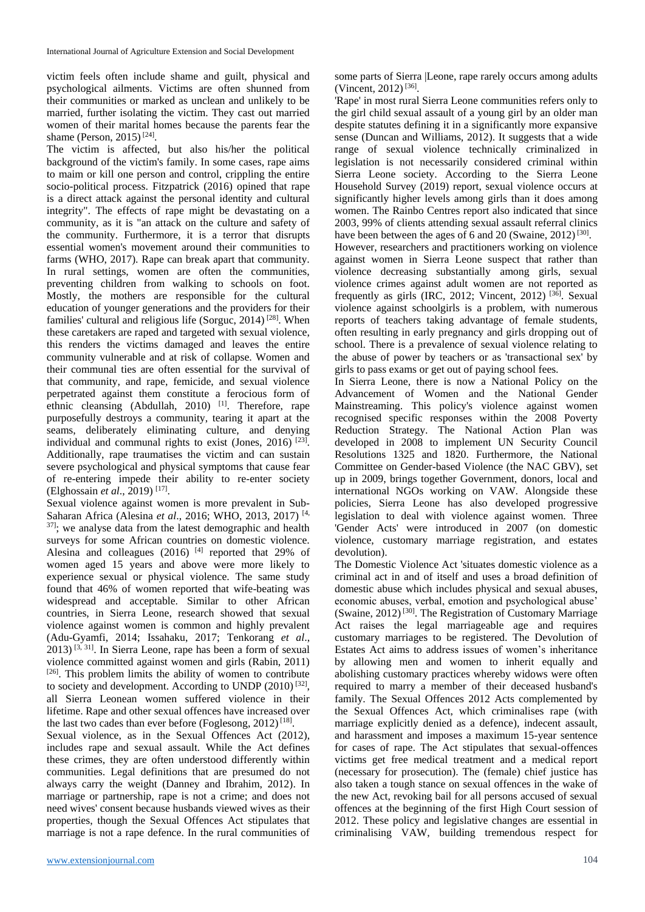victim feels often include shame and guilt, physical and psychological ailments. Victims are often shunned from their communities or marked as unclean and unlikely to be married, further isolating the victim. They cast out married women of their marital homes because the parents fear the shame (Person, 2015) [24].

The victim is affected, but also his/her the political background of the victim's family. In some cases, rape aims to maim or kill one person and control, crippling the entire socio-political process. Fitzpatrick (2016) opined that rape is a direct attack against the personal identity and cultural integrity". The effects of rape might be devastating on a community, as it is "an attack on the culture and safety of the community. Furthermore, it is a terror that disrupts essential women's movement around their communities to farms (WHO, 2017). Rape can break apart that community. In rural settings, women are often the communities, preventing children from walking to schools on foot. Mostly, the mothers are responsible for the cultural education of younger generations and the providers for their families' cultural and religious life (Sorguc, 2014) [28]. When these caretakers are raped and targeted with sexual violence, this renders the victims damaged and leaves the entire community vulnerable and at risk of collapse. Women and their communal ties are often essential for the survival of that community, and rape, femicide, and sexual violence perpetrated against them constitute a ferocious form of ethnic cleansing (Abdullah, 2010) [1]. Therefore, rape purposefully destroys a community, tearing it apart at the seams, deliberately eliminating culture, and denying individual and communal rights to exist (Jones, 2016) [23]. Additionally, rape traumatises the victim and can sustain severe psychological and physical symptoms that cause fear of re-entering impede their ability to re-enter society (Elghossain *et al*., 2019) [17].

Sexual violence against women is more prevalent in Sub-Saharan Africa (Alesina *et al*., 2016; WHO, 2013, 2017) [4, 37]; we analyse data from the latest demographic and health surveys for some African countries on domestic violence. Alesina and colleagues (2016) [4] reported that 29% of women aged 15 years and above were more likely to experience sexual or physical violence. The same study found that 46% of women reported that wife-beating was widespread and acceptable. Similar to other African countries, in Sierra Leone, research showed that sexual violence against women is common and highly prevalent (Adu-Gyamfi, 2014; Issahaku, 2017; Tenkorang *et al*., 2013) [3, 31]. In Sierra Leone, rape has been a form of sexual violence committed against women and girls (Rabin, 2011) [26]. This problem limits the ability of women to contribute to society and development. According to UNDP (2010) [32], all Sierra Leonean women suffered violence in their lifetime. Rape and other sexual offences have increased over the last two cades than ever before (Foglesong, 2012) [18].

Sexual violence, as in the Sexual Offences Act (2012), includes rape and sexual assault. While the Act defines these crimes, they are often understood differently within communities. Legal definitions that are presumed do not always carry the weight (Danney and Ibrahim, 2012). In marriage or partnership, rape is not a crime; and does not need wives' consent because husbands viewed wives as their properties, though the Sexual Offences Act stipulates that marriage is not a rape defence. In the rural communities of some parts of Sierra |Leone, rape rarely occurs among adults (Vincent, 2012) [36].

'Rape' in most rural Sierra Leone communities refers only to the girl child sexual assault of a young girl by an older man despite statutes defining it in a significantly more expansive sense (Duncan and Williams, 2012). It suggests that a wide range of sexual violence technically criminalized in legislation is not necessarily considered criminal within Sierra Leone society. According to the Sierra Leone Household Survey (2019) report, sexual violence occurs at significantly higher levels among girls than it does among women. The Rainbo Centres report also indicated that since 2003, 99% of clients attending sexual assault referral clinics have been between the ages of 6 and 20 (Swaine, 2012) [30].

However, researchers and practitioners working on violence against women in Sierra Leone suspect that rather than violence decreasing substantially among girls, sexual violence crimes against adult women are not reported as frequently as girls (IRC, 2012; Vincent, 2012) [36]. Sexual violence against schoolgirls is a problem, with numerous reports of teachers taking advantage of female students, often resulting in early pregnancy and girls dropping out of school. There is a prevalence of sexual violence relating to the abuse of power by teachers or as 'transactional sex' by girls to pass exams or get out of paying school fees.

In Sierra Leone, there is now a National Policy on the Advancement of Women and the National Gender Mainstreaming. This policy's violence against women recognised specific responses within the 2008 Poverty Reduction Strategy. The National Action Plan was developed in 2008 to implement UN Security Council Resolutions 1325 and 1820. Furthermore, the National Committee on Gender-based Violence (the NAC GBV), set up in 2009, brings together Government, donors, local and international NGOs working on VAW. Alongside these policies, Sierra Leone has also developed progressive legislation to deal with violence against women. Three 'Gender Acts' were introduced in 2007 (on domestic violence, customary marriage registration, and estates devolution).

The Domestic Violence Act 'situates domestic violence as a criminal act in and of itself and uses a broad definition of domestic abuse which includes physical and sexual abuses, economic abuses, verbal, emotion and psychological abuse' (Swaine, 2012) [30]. The Registration of Customary Marriage Act raises the legal marriageable age and requires customary marriages to be registered. The Devolution of Estates Act aims to address issues of women's inheritance by allowing men and women to inherit equally and abolishing customary practices whereby widows were often required to marry a member of their deceased husband's family. The Sexual Offences 2012 Acts complemented by the Sexual Offences Act, which criminalises rape (with marriage explicitly denied as a defence), indecent assault, and harassment and imposes a maximum 15-year sentence for cases of rape. The Act stipulates that sexual-offences victims get free medical treatment and a medical report (necessary for prosecution). The (female) chief justice has also taken a tough stance on sexual offences in the wake of the new Act, revoking bail for all persons accused of sexual offences at the beginning of the first High Court session of 2012. These policy and legislative changes are essential in criminalising VAW, building tremendous respect for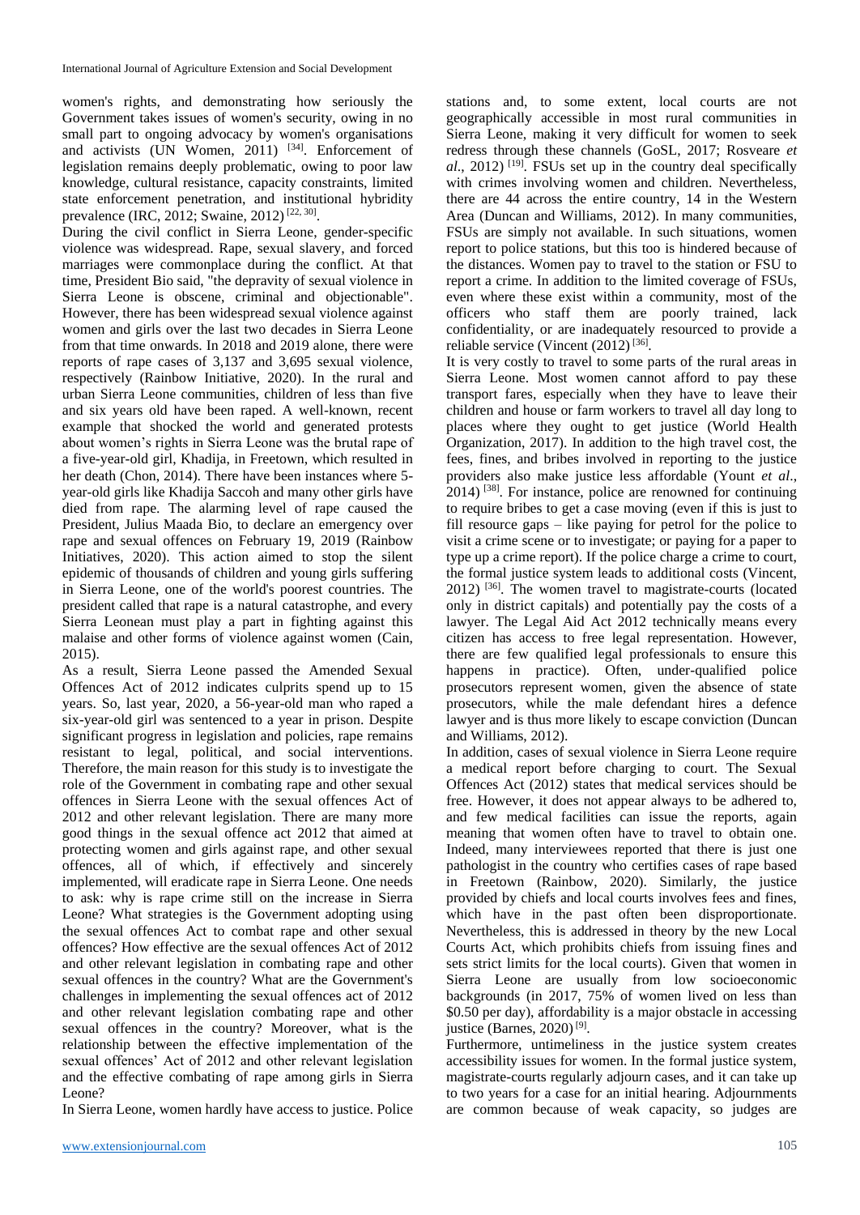women's rights, and demonstrating how seriously the Government takes issues of women's security, owing in no small part to ongoing advocacy by women's organisations and activists (UN Women, 2011) [34]. Enforcement of legislation remains deeply problematic, owing to poor law knowledge, cultural resistance, capacity constraints, limited state enforcement penetration, and institutional hybridity prevalence (IRC, 2012; Swaine, 2012) [22, 30].

During the civil conflict in Sierra Leone, gender-specific violence was widespread. Rape, sexual slavery, and forced marriages were commonplace during the conflict. At that time, President Bio said, "the depravity of sexual violence in Sierra Leone is obscene, criminal and objectionable". However, there has been widespread sexual violence against women and girls over the last two decades in Sierra Leone from that time onwards. In 2018 and 2019 alone, there were reports of rape cases of 3,137 and 3,695 sexual violence, respectively (Rainbow Initiative, 2020). In the rural and urban Sierra Leone communities, children of less than five and six years old have been raped. A well-known, recent example that shocked the world and generated protests about women's rights in Sierra Leone was the brutal rape of a five-year-old girl, Khadija, in Freetown, which resulted in her death (Chon, 2014). There have been instances where 5-year-old girls like Khadija Saccoh and many other girls have died from rape. The alarming level of rape caused the President, Julius Maada Bio, to declare an emergency over rape and sexual offences on February 19, 2019 (Rainbow Initiatives, 2020). This action aimed to stop the silent epidemic of thousands of children and young girls suffering in Sierra Leone, one of the world's poorest countries. The president called that rape is a natural catastrophe, and every Sierra Leonean must play a part in fighting against this malaise and other forms of violence against women (Cain, 2015).

As a result, Sierra Leone passed the Amended Sexual Offences Act of 2012 indicates culprits spend up to 15 years. So, last year, 2020, a 56-year-old man who raped a six-year-old girl was sentenced to a year in prison. Despite significant progress in legislation and policies, rape remains resistant to legal, political, and social interventions. Therefore, the main reason for this study is to investigate the role of the Government in combating rape and other sexual offences in Sierra Leone with the sexual offences Act of 2012 and other relevant legislation. There are many more good things in the sexual offence act 2012 that aimed at protecting women and girls against rape, and other sexual offences, all of which, if effectively and sincerely implemented, will eradicate rape in Sierra Leone. One needs to ask: why is rape crime still on the increase in Sierra Leone? What strategies is the Government adopting using the sexual offences Act to combat rape and other sexual offences? How effective are the sexual offences Act of 2012 and other relevant legislation in combating rape and other sexual offences in the country? What are the Government's challenges in implementing the sexual offences act of 2012 and other relevant legislation combating rape and other sexual offences in the country? Moreover, what is the relationship between the effective implementation of the sexual offences' Act of 2012 and other relevant legislation and the effective combating of rape among girls in Sierra Leone?

In Sierra Leone, women hardly have access to justice. Police stations and, to some extent, local courts are not geographically accessible in most rural communities in Sierra Leone, making it very difficult for women to seek redress through these channels (GoSL, 2017; Rosveare *et al*., 2012) [19]. FSUs set up in the country deal specifically with crimes involving women and children. Nevertheless, there are 44 across the entire country, 14 in the Western Area (Duncan and Williams, 2012). In many communities, FSUs are simply not available. In such situations, women report to police stations, but this too is hindered because of the distances. Women pay to travel to the station or FSU to report a crime. In addition to the limited coverage of FSUs, even where these exist within a community, most of the officers who staff them are poorly trained, lack confidentiality, or are inadequately resourced to provide a reliable service (Vincent (2012) [36].

It is very costly to travel to some parts of the rural areas in Sierra Leone. Most women cannot afford to pay these transport fares, especially when they have to leave their children and house or farm workers to travel all day long to places where they ought to get justice (World Health Organization, 2017). In addition to the high travel cost, the fees, fines, and bribes involved in reporting to the justice providers also make justice less affordable (Yount *et al*., 2014) [38]. For instance, police are renowned for continuing to require bribes to get a case moving (even if this is just to fill resource gaps – like paying for petrol for the police to visit a crime scene or to investigate; or paying for a paper to type up a crime report). If the police charge a crime to court, the formal justice system leads to additional costs (Vincent, 2012) [36]. The women travel to magistrate-courts (located only in district capitals) and potentially pay the costs of a lawyer. The Legal Aid Act 2012 technically means every citizen has access to free legal representation. However, there are few qualified legal professionals to ensure this happens in practice). Often, under-qualified police prosecutors represent women, given the absence of state prosecutors, while the male defendant hires a defence lawyer and is thus more likely to escape conviction (Duncan and Williams, 2012).

In addition, cases of sexual violence in Sierra Leone require a medical report before charging to court. The Sexual Offences Act (2012) states that medical services should be free. However, it does not appear always to be adhered to, and few medical facilities can issue the reports, again meaning that women often have to travel to obtain one. Indeed, many interviewees reported that there is just one pathologist in the country who certifies cases of rape based in Freetown (Rainbow, 2020). Similarly, the justice provided by chiefs and local courts involves fees and fines, which have in the past often been disproportionate. Nevertheless, this is addressed in theory by the new Local Courts Act, which prohibits chiefs from issuing fines and sets strict limits for the local courts). Given that women in Sierra Leone are usually from low socioeconomic backgrounds (in 2017, 75% of women lived on less than $0.50 per day), affordability is a major obstacle in accessing justice (Barnes, 2020) [9].

Furthermore, untimeliness in the justice system creates accessibility issues for women. In the formal justice system, magistrate-courts regularly adjourn cases, and it can take up to two years for a case for an initial hearing. Adjournments are common because of weak capacity, so judges are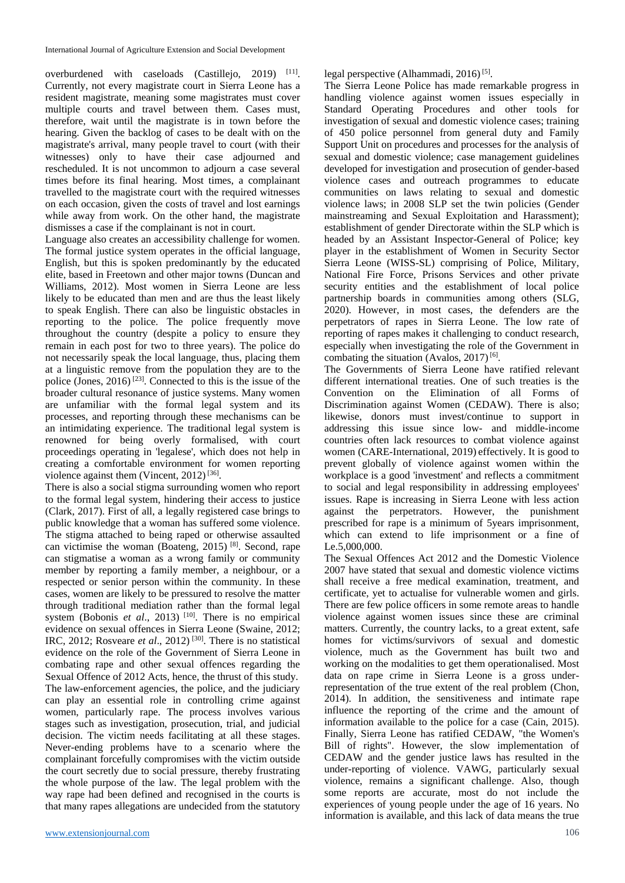overburdened with caseloads (Castillejo, 2019) [11]. Currently, not every magistrate court in Sierra Leone has a resident magistrate, meaning some magistrates must cover multiple courts and travel between them. Cases must, therefore, wait until the magistrate is in town before the hearing. Given the backlog of cases to be dealt with on the magistrate's arrival, many people travel to court (with their witnesses) only to have their case adjourned and rescheduled. It is not uncommon to adjourn a case several times before its final hearing. Most times, a complainant travelled to the magistrate court with the required witnesses on each occasion, given the costs of travel and lost earnings while away from work. On the other hand, the magistrate dismisses a case if the complainant is not in court.

Language also creates an accessibility challenge for women. The formal justice system operates in the official language, English, but this is spoken predominantly by the educated elite, based in Freetown and other major towns (Duncan and Williams, 2012). Most women in Sierra Leone are less likely to be educated than men and are thus the least likely to speak English. There can also be linguistic obstacles in reporting to the police. The police frequently move throughout the country (despite a policy to ensure they remain in each post for two to three years). The police do not necessarily speak the local language, thus, placing them at a linguistic remove from the population they are to the police (Jones, 2016) [23]. Connected to this is the issue of the broader cultural resonance of justice systems. Many women are unfamiliar with the formal legal system and its processes, and reporting through these mechanisms can be an intimidating experience. The traditional legal system is renowned for being overly formalised, with court proceedings operating in 'legalese', which does not help in creating a comfortable environment for women reporting violence against them (Vincent, 2012) [36].

There is also a social stigma surrounding women who report to the formal legal system, hindering their access to justice (Clark, 2017). First of all, a legally registered case brings to public knowledge that a woman has suffered some violence. The stigma attached to being raped or otherwise assaulted can victimise the woman (Boateng, 2015) [8]. Second, rape can stigmatise a woman as a wrong family or community member by reporting a family member, a neighbour, or a respected or senior person within the community. In these cases, women are likely to be pressured to resolve the matter through traditional mediation rather than the formal legal system (Bobonis *et al*., 2013) [10]. There is no empirical evidence on sexual offences in Sierra Leone (Swaine, 2012; IRC, 2012; Rosveare *et al*., 2012) [30]. There is no statistical evidence on the role of the Government of Sierra Leone in combating rape and other sexual offences regarding the Sexual Offence of 2012 Acts, hence, the thrust of this study.

The law-enforcement agencies, the police, and the judiciary can play an essential role in controlling crime against women, particularly rape. The process involves various stages such as investigation, prosecution, trial, and judicial decision. The victim needs facilitating at all these stages. Never-ending problems have to a scenario where the complainant forcefully compromises with the victim outside the court secretly due to social pressure, thereby frustrating the whole purpose of the law. The legal problem with the way rape had been defined and recognised in the courts is that many rapes allegations are undecided from the statutory legal perspective (Alhammadi, 2016) [5].

The Sierra Leone Police has made remarkable progress in handling violence against women issues especially in Standard Operating Procedures and other tools for investigation of sexual and domestic violence cases; training of 450 police personnel from general duty and Family Support Unit on procedures and processes for the analysis of sexual and domestic violence; case management guidelines developed for investigation and prosecution of gender-based violence cases and outreach programmes to educate communities on laws relating to sexual and domestic violence laws; in 2008 SLP set the twin policies (Gender mainstreaming and Sexual Exploitation and Harassment); establishment of gender Directorate within the SLP which is headed by an Assistant Inspector-General of Police; key player in the establishment of Women in Security Sector Sierra Leone (WISS-SL) comprising of Police, Military, National Fire Force, Prisons Services and other private security entities and the establishment of local police partnership boards in communities among others (SLG, 2020). However, in most cases, the defenders are the perpetrators of rapes in Sierra Leone. The low rate of reporting of rapes makes it challenging to conduct research, especially when investigating the role of the Government in combating the situation (Avalos, 2017) [6].

The Governments of Sierra Leone have ratified relevant different international treaties. One of such treaties is the Convention on the Elimination of all Forms of Discrimination against Women (CEDAW). There is also; likewise, donors must invest/continue to support in addressing this issue since low- and middle-income countries often lack resources to combat violence against women (CARE-International, 2019) effectively. It is good to prevent globally of violence against women within the workplace is a good 'investment' and reflects a commitment to social and legal responsibility in addressing employees' issues. Rape is increasing in Sierra Leone with less action against the perpetrators. However, the punishment prescribed for rape is a minimum of 5years imprisonment, which can extend to life imprisonment or a fine of Le.5,000,000.

The Sexual Offences Act 2012 and the Domestic Violence 2007 have stated that sexual and domestic violence victims shall receive a free medical examination, treatment, and certificate, yet to actualise for vulnerable women and girls. There are few police officers in some remote areas to handle violence against women issues since these are criminal matters. Currently, the country lacks, to a great extent, safe homes for victims/survivors of sexual and domestic violence, much as the Government has built two and working on the modalities to get them operationalised. Most data on rape crime in Sierra Leone is a gross under-representation of the true extent of the real problem (Chon, 2014). In addition, the sensitiveness and intimate rape influence the reporting of the crime and the amount of information available to the police for a case (Cain, 2015). Finally, Sierra Leone has ratified CEDAW, "the Women's Bill of rights". However, the slow implementation of CEDAW and the gender justice laws has resulted in the under-reporting of violence. VAWG, particularly sexual violence, remains a significant challenge. Also, though some reports are accurate, most do not include the experiences of young people under the age of 16 years. No information is available, and this lack of data means the true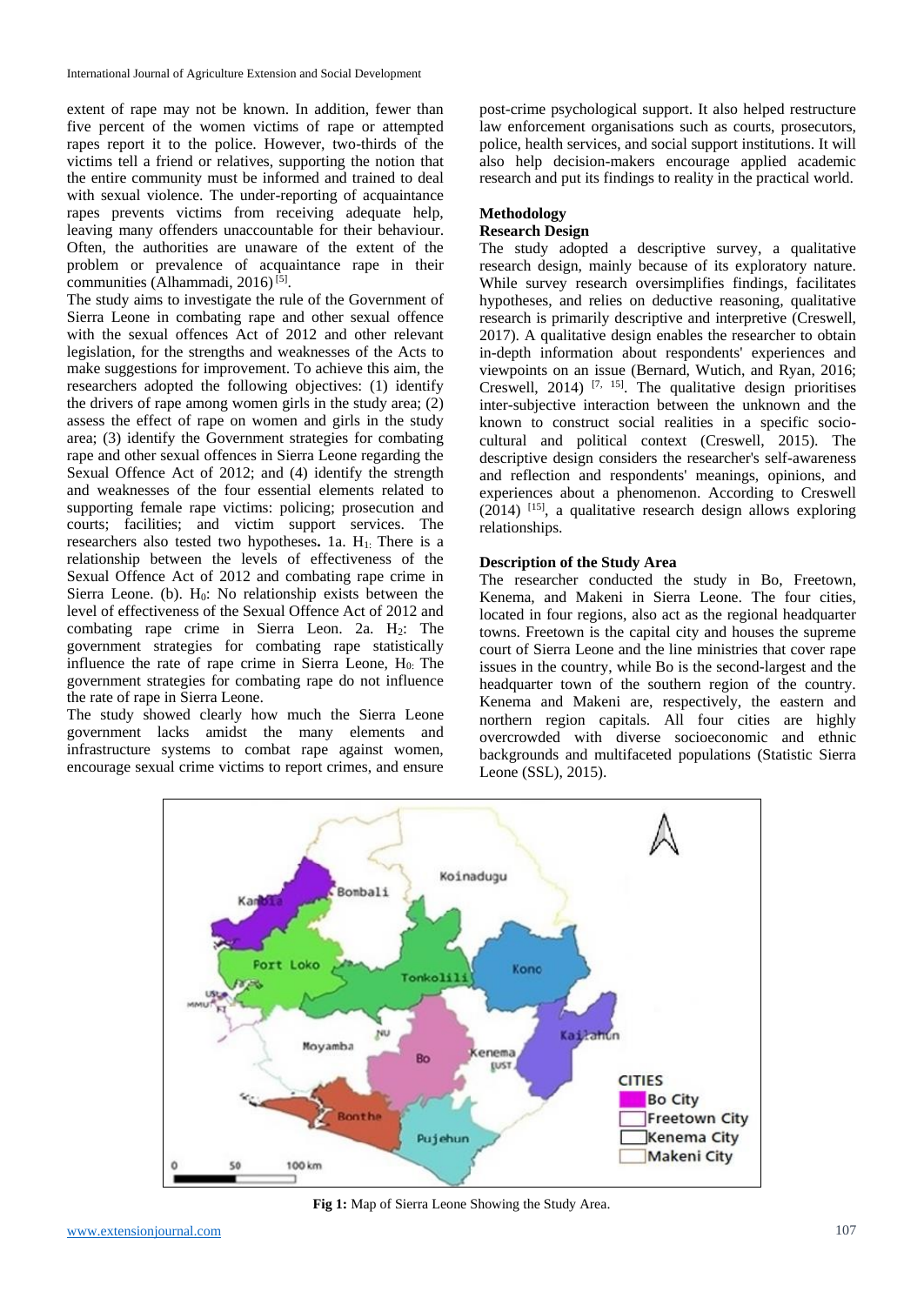extent of rape may not be known. In addition, fewer than five percent of the women victims of rape or attempted rapes report it to the police. However, two-thirds of the victims tell a friend or relatives, supporting the notion that the entire community must be informed and trained to deal with sexual violence. The under-reporting of acquaintance rapes prevents victims from receiving adequate help, leaving many offenders unaccountable for their behaviour. Often, the authorities are unaware of the extent of the problem or prevalence of acquaintance rape in their communities (Alhammadi, 2016) [5].

The study aims to investigate the rule of the Government of Sierra Leone in combating rape and other sexual offence with the sexual offences Act of 2012 and other relevant legislation, for the strengths and weaknesses of the Acts to make suggestions for improvement. To achieve this aim, the researchers adopted the following objectives: (1) identify the drivers of rape among women girls in the study area; (2) assess the effect of rape on women and girls in the study area; (3) identify the Government strategies for combating rape and other sexual offences in Sierra Leone regarding the Sexual Offence Act of 2012; and (4) identify the strength and weaknesses of the four essential elements related to supporting female rape victims: policing; prosecution and courts; facilities; and victim support services. The researchers also tested two hypotheses**.** 1a. $H_1$: There is a relationship between the levels of effectiveness of the Sexual Offence Act of 2012 and combating rape crime in Sierra Leone. (b). $H_0$: No relationship exists between the level of effectiveness of the Sexual Offence Act of 2012 and combating rape crime in Sierra Leon. 2a. $H_2$: The government strategies for combating rape statistically influence the rate of rape crime in Sierra Leone, $H_0$: The government strategies for combating rape do not influence the rate of rape in Sierra Leone.

The study showed clearly how much the Sierra Leone government lacks amidst the many elements and infrastructure systems to combat rape against women, encourage sexual crime victims to report crimes, and ensure post-crime psychological support. It also helped restructure law enforcement organisations such as courts, prosecutors, police, health services, and social support institutions. It will also help decision-makers encourage applied academic research and put its findings to reality in the practical world.

## Methodology

### Research Design

The study adopted a descriptive survey, a qualitative research design, mainly because of its exploratory nature. While survey research oversimplifies findings, facilitates hypotheses, and relies on deductive reasoning, qualitative research is primarily descriptive and interpretive (Creswell, 2017). A qualitative design enables the researcher to obtain in-depth information about respondents' experiences and viewpoints on an issue (Bernard, Wutich, and Ryan, 2016; Creswell, 2014) [7, 15]. The qualitative design prioritises inter-subjective interaction between the unknown and the known to construct social realities in a specific socio-cultural and political context (Creswell, 2015). The descriptive design considers the researcher's self-awareness and reflection and respondents' meanings, opinions, and experiences about a phenomenon. According to Creswell (2014) [15], a qualitative research design allows exploring relationships.

### Description of the Study Area

The researcher conducted the study in Bo, Freetown, Kenema, and Makeni in Sierra Leone. The four cities, located in four regions, also act as the regional headquarter towns. Freetown is the capital city and houses the supreme court of Sierra Leone and the line ministries that cover rape issues in the country, while Bo is the second-largest and the headquarter town of the southern region of the country. Kenema and Makeni are, respectively, the eastern and northern region capitals. All four cities are highly overcrowded with diverse socioeconomic and ethnic backgrounds and multifaceted populations (Statistic Sierra Leone (SSL), 2015).

**Fig 1:** Map of Sierra Leone Showing the Study Area.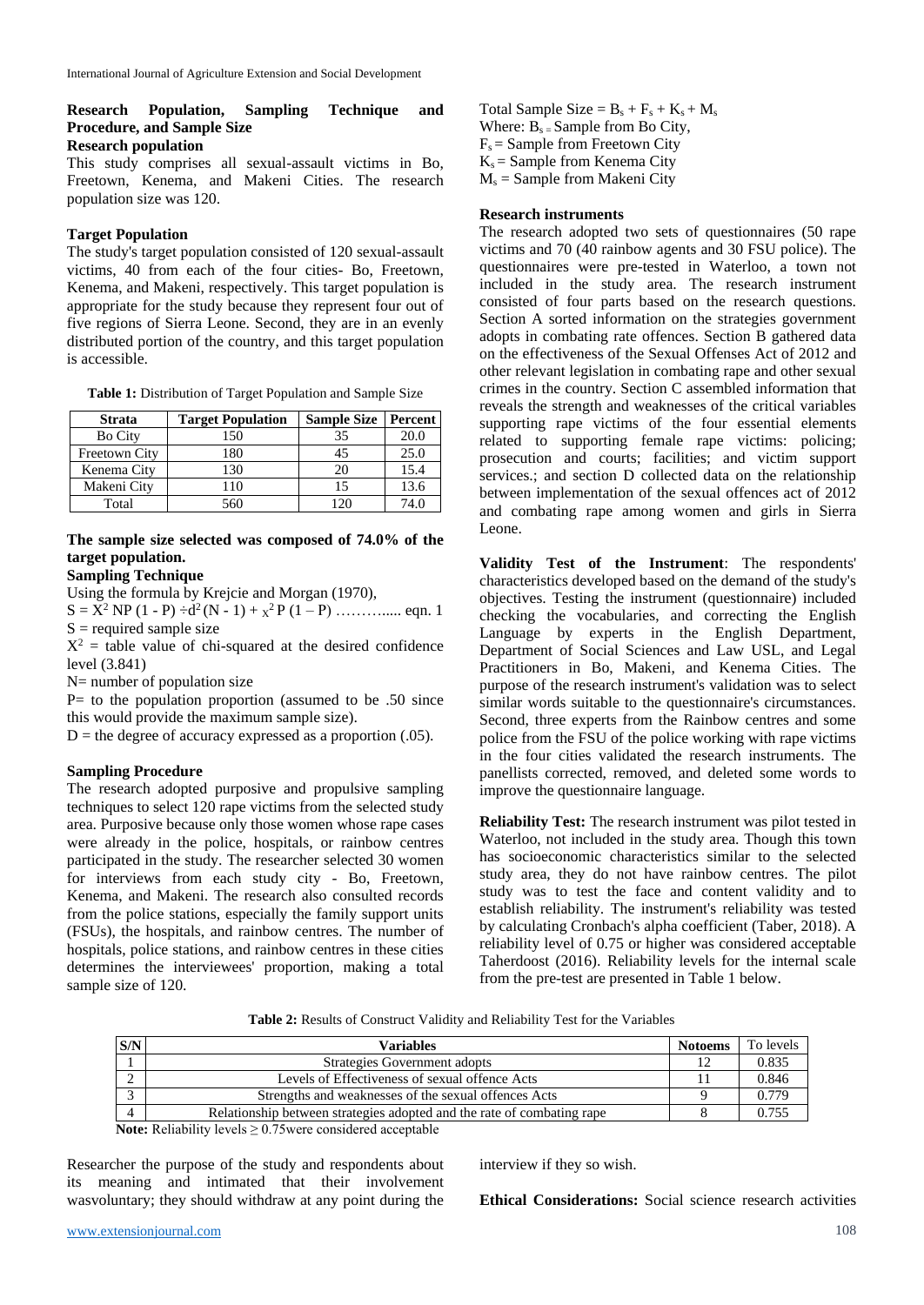### Research Population, Sampling Technique and Procedure, and Sample Size

**Research population**

This study comprises all sexual-assault victims in Bo, Freetown, Kenema, and Makeni Cities. The research population size was 120.

**Target Population**

The study's target population consisted of 120 sexual-assault victims, 40 from each of the four cities- Bo, Freetown, Kenema, and Makeni, respectively. This target population is appropriate for the study because they represent four out of five regions of Sierra Leone. Second, they are in an evenly distributed portion of the country, and this target population is accessible.

**Table 1:** Distribution of Target Population and Sample Size

| Strata | Target Population | Sample Size | Percent |
|---|---|---|---|
| Bo City | 150 | 35 | 20.0 |
| Freetown City | 180 | 45 | 25.0 |
| Kenema City | 130 | 20 | 15.4 |
| Makeni City | 110 | 15 | 13.6 |
| Total | 560 | 120 | 74.0 |

**The sample size selected was composed of 74.0% of the target population.**

**Sampling Technique**

Using the formula by Krejcie and Morgan (1970),

$S = X^2 NP (1 - P) \div d^2 (N - 1) + {}_{X}{}^{2} P (1 – P)$ ……….... eqn. 1

S = required sample size

$X^2$ = table value of chi-squared at the desired confidence level (3.841)

N= number of population size

P= to the population proportion (assumed to be .50 since this would provide the maximum sample size).

D = the degree of accuracy expressed as a proportion (.05).

**Sampling Procedure**

The research adopted purposive and propulsive sampling techniques to select 120 rape victims from the selected study area. Purposive because only those women whose rape cases were already in the police, hospitals, or rainbow centres participated in the study. The researcher selected 30 women for interviews from each study city - Bo, Freetown, Kenema, and Makeni. The research also consulted records from the police stations, especially the family support units (FSUs), the hospitals, and rainbow centres. The number of hospitals, police stations, and rainbow centres in these cities determines the interviewees' proportion, making a total sample size of 120.

Total Sample Size = $B_s + F_s + K_s + M_s$

Where: $B_s$ = Sample from Bo City,

$F_s$ = Sample from Freetown City

$K_s$ = Sample from Kenema City

$M_s$ = Sample from Makeni City

**Research instruments**

The research adopted two sets of questionnaires (50 rape victims and 70 (40 rainbow agents and 30 FSU police). The questionnaires were pre-tested in Waterloo, a town not included in the study area. The research instrument consisted of four parts based on the research questions. Section A sorted information on the strategies government adopts in combating rate offences. Section B gathered data on the effectiveness of the Sexual Offenses Act of 2012 and other relevant legislation in combating rape and other sexual crimes in the country. Section C assembled information that reveals the strength and weaknesses of the critical variables supporting rape victims of the four essential elements related to supporting female rape victims: policing; prosecution and courts; facilities; and victim support services.; and section D collected data on the relationship between implementation of the sexual offences act of 2012 and combating rape among women and girls in Sierra Leone.

**Validity Test of the Instrument**: The respondents' characteristics developed based on the demand of the study's objectives. Testing the instrument (questionnaire) included checking the vocabularies, and correcting the English Language by experts in the English Department, Department of Social Sciences and Law USL, and Legal Practitioners in Bo, Makeni, and Kenema Cities. The purpose of the research instrument's validation was to select similar words suitable to the questionnaire's circumstances. Second, three experts from the Rainbow centres and some police from the FSU of the police working with rape victims in the four cities validated the research instruments. The panellists corrected, removed, and deleted some words to improve the questionnaire language.

**Reliability Test:** The research instrument was pilot tested in Waterloo, not included in the study area. Though this town has socioeconomic characteristics similar to the selected study area, they do not have rainbow centres. The pilot study was to test the face and content validity and to establish reliability. The instrument's reliability was tested by calculating Cronbach's alpha coefficient (Taber, 2018). A reliability level of 0.75 or higher was considered acceptable Taherdoost (2016). Reliability levels for the internal scale from the pre-test are presented in Table 1 below.

**Table 2:** Results of Construct Validity and Reliability Test for the Variables

| S/N | Variables | Notoems | To levels |
|---|---|---|---|
| 1 | Strategies Government adopts | 12 | 0.835 |
| 2 | Levels of Effectiveness of sexual offence Acts | 11 | 0.846 |
| 3 | Strengths and weaknesses of the sexual offences Acts | 9 | 0.779 |
| 4 | Relationship between strategies adopted and the rate of combating rape | 8 | 0.755 |

**Note:** Reliability levels ≥ 0.75were considered acceptable

Researcher the purpose of the study and respondents about its meaning and intimated that their involvement wasvoluntary; they should withdraw at any point during the interview if they so wish.

**Ethical Considerations:** Social science research activities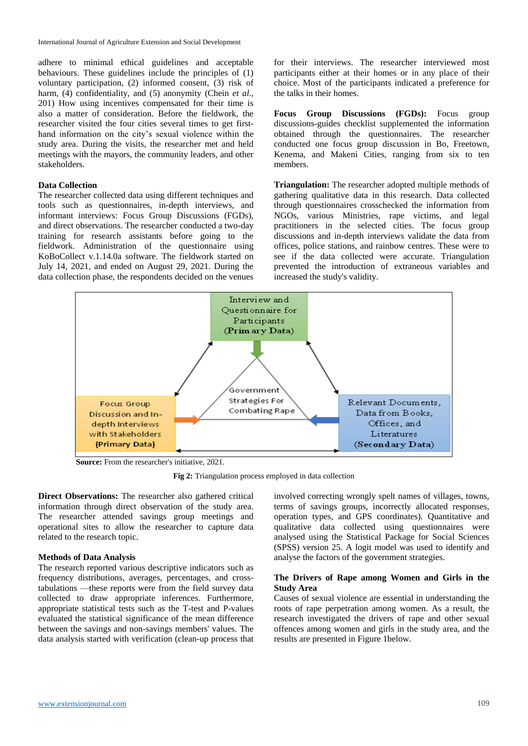adhere to minimal ethical guidelines and acceptable behaviours. These guidelines include the principles of (1) voluntary participation, (2) informed consent, (3) risk of harm, (4) confidentiality, and (5) anonymity (Chein *et al*., 201) How using incentives compensated for their time is also a matter of consideration. Before the fieldwork, the researcher visited the four cities several times to get first-hand information on the city's sexual violence within the study area. During the visits, the researcher met and held meetings with the mayors, the community leaders, and other stakeholders.

### Data Collection

The researcher collected data using different techniques and tools such as questionnaires, in-depth interviews, and informant interviews: Focus Group Discussions (FGDs), and direct observations. The researcher conducted a two-day training for research assistants before going to the fieldwork. Administration of the questionnaire using KoBoCollect v.1.14.0a software. The fieldwork started on July 14, 2021, and ended on August 29, 2021. During the data collection phase, the respondents decided on the venues for their interviews. The researcher interviewed most participants either at their homes or in any place of their choice. Most of the participants indicated a preference for the talks in their homes.

**Focus Group Discussions (FGDs):** Focus group discussions-guides checklist supplemented the information obtained through the questionnaires. The researcher conducted one focus group discussion in Bo, Freetown, Kenema, and Makeni Cities, ranging from six to ten members.

**Triangulation:** The researcher adopted multiple methods of gathering qualitative data in this research. Data collected through questionnaires crosschecked the information from NGOs, various Ministries, rape victims, and legal practitioners in the selected cities. The focus group discussions and in-depth interviews validate the data from offices, police stations, and rainbow centres. These were to see if the data collected were accurate. Triangulation prevented the introduction of extraneous variables and increased the study's validity.

Interview and Questionnaire for Participants (Primary Data)

Government Strategies For Combating Rape

Focus Group Discussion and In-depth Interviews with Stakeholders (Primary Data)

Relevant Documents, Data from Books, Offices, and Literatures (Secondary Data)

**Source:** From the researcher's initiative, 2021.

**Fig 2:** Triangulation process employed in data collection

**Direct Observations:** The researcher also gathered critical information through direct observation of the study area. The researcher attended savings group meetings and operational sites to allow the researcher to capture data related to the research topic.

### Methods of Data Analysis

The research reported various descriptive indicators such as frequency distributions, averages, percentages, and cross-tabulations —these reports were from the field survey data collected to draw appropriate inferences. Furthermore, appropriate statistical tests such as the T-test and P-values evaluated the statistical significance of the mean difference between the savings and non-savings members' values. The data analysis started with verification (clean-up process that involved correcting wrongly spelt names of villages, towns, terms of savings groups, incorrectly allocated responses, operation types, and GPS coordinates). Quantitative and qualitative data collected using questionnaires were analysed using the Statistical Package for Social Sciences (SPSS) version 25. A logit model was used to identify and analyse the factors of the government strategies.

### The Drivers of Rape among Women and Girls in the Study Area

Causes of sexual violence are essential in understanding the roots of rape perpetration among women. As a result, the research investigated the drivers of rape and other sexual offences among women and girls in the study area, and the results are presented in Figure 1below.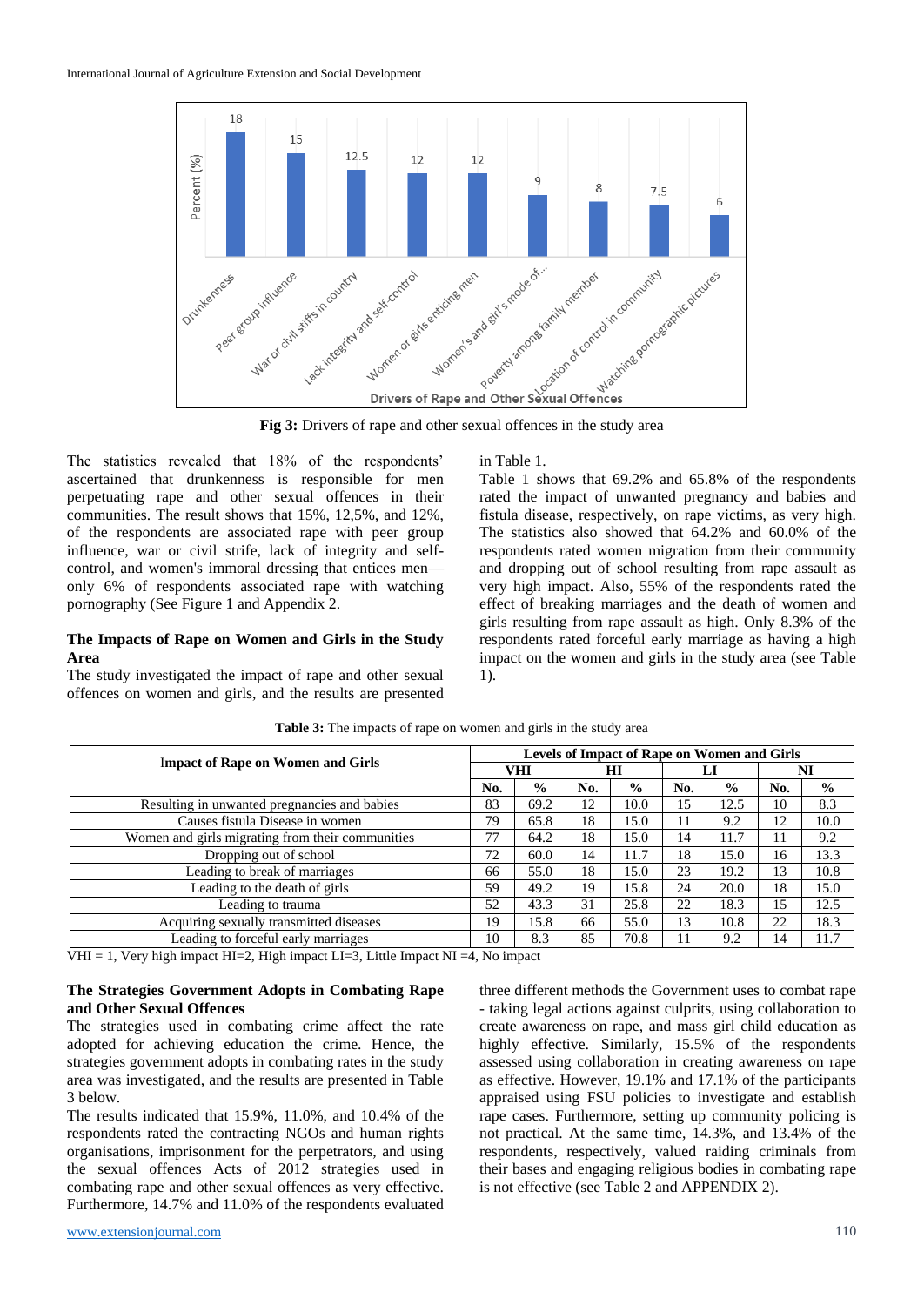Fig 3: Drivers of rape and other sexual offences in the study area

The statistics revealed that 18% of the respondents' ascertained that drunkenness is responsible for men perpetuating rape and other sexual offences in their communities. The result shows that 15%, 12,5%, and 12%, of the respondents are associated rape with peer group influence, war or civil strife, lack of integrity and self-control, and women's immoral dressing that entices men—only 6% of respondents associated rape with watching pornography (See Figure 1 and Appendix 2.

### The Impacts of Rape on Women and Girls in the Study Area

The study investigated the impact of rape and other sexual offences on women and girls, and the results are presented in Table 1.

Table 1 shows that 69.2% and 65.8% of the respondents rated the impact of unwanted pregnancy and babies and fistula disease, respectively, on rape victims, as very high. The statistics also showed that 64.2% and 60.0% of the respondents rated women migration from their community and dropping out of school resulting from rape assault as very high impact. Also, 55% of the respondents rated the effect of breaking marriages and the death of women and girls resulting from rape assault as high. Only 8.3% of the respondents rated forceful early marriage as having a high impact on the women and girls in the study area (see Table 1).

**Table 3:** The impacts of rape on women and girls in the study area

| Impact of Rape on Women and Girls | Levels of Impact of Rape on Women and Girls | | | | | | | |
|---|---|---|---|---|---|---|---|---|
| | VHI | | HI | | LI | | NI | |
| | No. | % | No. | % | No. | % | No. | % |
| Resulting in unwanted pregnancies and babies | 83 | 69.2 | 12 | 10.0 | 15 | 12.5 | 10 | 8.3 |
| Causes fistula Disease in women | 79 | 65.8 | 18 | 15.0 | 11 | 9.2 | 12 | 10.0 |
| Women and girls migrating from their communities | 77 | 64.2 | 18 | 15.0 | 14 | 11.7 | 11 | 9.2 |
| Dropping out of school | 72 | 60.0 | 14 | 11.7 | 18 | 15.0 | 16 | 13.3 |
| Leading to break of marriages | 66 | 55.0 | 18 | 15.0 | 23 | 19.2 | 13 | 10.8 |
| Leading to the death of girls | 59 | 49.2 | 19 | 15.8 | 24 | 20.0 | 18 | 15.0 |
| Leading to trauma | 52 | 43.3 | 31 | 25.8 | 22 | 18.3 | 15 | 12.5 |
| Acquiring sexually transmitted diseases | 19 | 15.8 | 66 | 55.0 | 13 | 10.8 | 22 | 18.3 |
| Leading to forceful early marriages | 10 | 8.3 | 85 | 70.8 | 11 | 9.2 | 14 | 11.7 |

VHI = 1, Very high impact HI=2, High impact LI=3, Little Impact NI =4, No impact

### The Strategies Government Adopts in Combating Rape and Other Sexual Offences

The strategies used in combating crime affect the rate adopted for achieving education the crime. Hence, the strategies government adopts in combating rates in the study area was investigated, and the results are presented in Table 3 below.

The results indicated that 15.9%, 11.0%, and 10.4% of the respondents rated the contracting NGOs and human rights organisations, imprisonment for the perpetrators, and using the sexual offences Acts of 2012 strategies used in combating rape and other sexual offences as very effective. Furthermore, 14.7% and 11.0% of the respondents evaluated three different methods the Government uses to combat rape - taking legal actions against culprits, using collaboration to create awareness on rape, and mass girl child education as highly effective. Similarly, 15.5% of the respondents assessed using collaboration in creating awareness on rape as effective. However, 19.1% and 17.1% of the participants appraised using FSU policies to investigate and establish rape cases. Furthermore, setting up community policing is not practical. At the same time, 14.3%, and 13.4% of the respondents, respectively, valued raiding criminals from their bases and engaging religious bodies in combating rape is not effective (see Table 2 and APPENDIX 2).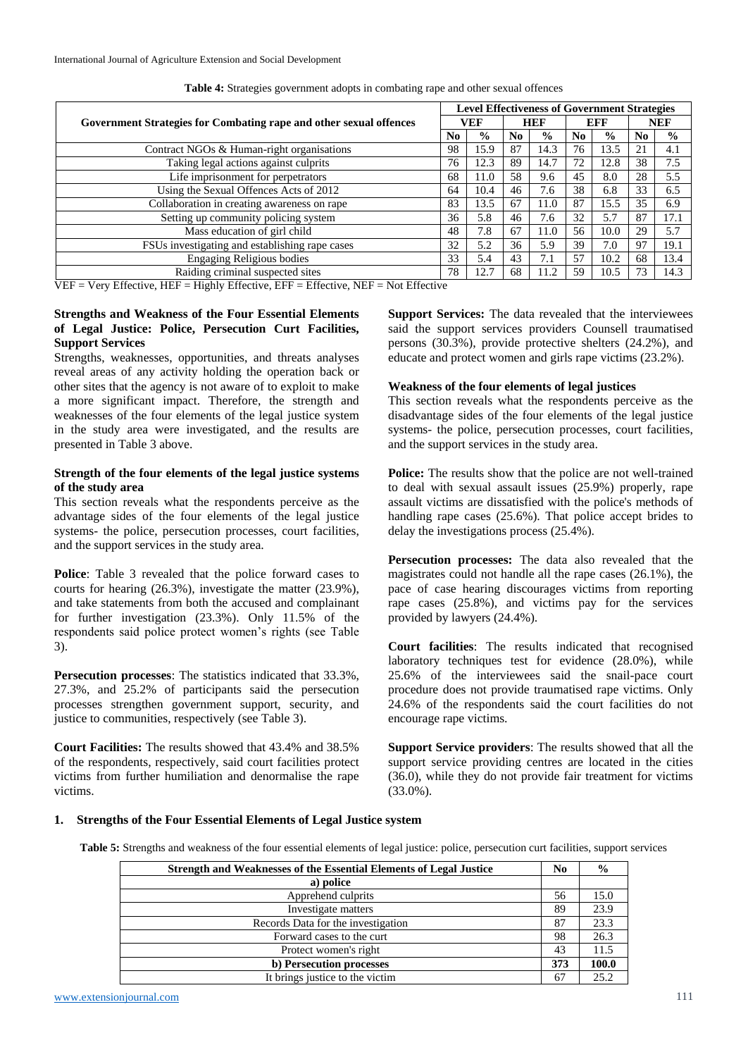**Table 4:** Strategies government adopts in combating rape and other sexual offences

| Government Strategies for Combating rape and other sexual offences | Level Effectiveness of Government Strategies | | | | | | | |
|---|---|---|---|---|---|---|---|---|
| | VEF | | HEF | | EFF | | NEF | |
| | No | % | No | % | No | % | No | % |
| Contract NGOs & Human-right organisations | 98 | 15.9 | 87 | 14.3 | 76 | 13.5 | 21 | 4.1 |
| Taking legal actions against culprits | 76 | 12.3 | 89 | 14.7 | 72 | 12.8 | 38 | 7.5 |
| Life imprisonment for perpetrators | 68 | 11.0 | 58 | 9.6 | 45 | 8.0 | 28 | 5.5 |
| Using the Sexual Offences Acts of 2012 | 64 | 10.4 | 46 | 7.6 | 38 | 6.8 | 33 | 6.5 |
| Collaboration in creating awareness on rape | 83 | 13.5 | 67 | 11.0 | 87 | 15.5 | 35 | 6.9 |
| Setting up community policing system | 36 | 5.8 | 46 | 7.6 | 32 | 5.7 | 87 | 17.1 |
| Mass education of girl child | 48 | 7.8 | 67 | 11.0 | 56 | 10.0 | 29 | 5.7 |
| FSUs investigating and establishing rape cases | 32 | 5.2 | 36 | 5.9 | 39 | 7.0 | 97 | 19.1 |
| Engaging Religious bodies | 33 | 5.4 | 43 | 7.1 | 57 | 10.2 | 68 | 13.4 |
| Raiding criminal suspected sites | 78 | 12.7 | 68 | 11.2 | 59 | 10.5 | 73 | 14.3 |

VEF = Very Effective, HEF = Highly Effective, EFF = Effective, NEF = Not Effective

**Strengths and Weakness of the Four Essential Elements of Legal Justice: Police, Persecution Curt Facilities, Support Services**

Strengths, weaknesses, opportunities, and threats analyses reveal areas of any activity holding the operation back or other sites that the agency is not aware of to exploit to make a more significant impact. Therefore, the strength and weaknesses of the four elements of the legal justice system in the study area were investigated, and the results are presented in Table 3 above.

**Strength of the four elements of the legal justice systems of the study area**

This section reveals what the respondents perceive as the advantage sides of the four elements of the legal justice systems- the police, persecution processes, court facilities, and the support services in the study area.

**Police**: Table 3 revealed that the police forward cases to courts for hearing (26.3%), investigate the matter (23.9%), and take statements from both the accused and complainant for further investigation (23.3%). Only 11.5% of the respondents said police protect women's rights (see Table 3).

**Persecution processes**: The statistics indicated that 33.3%, 27.3%, and 25.2% of participants said the persecution processes strengthen government support, security, and justice to communities, respectively (see Table 3).

**Court Facilities:** The results showed that 43.4% and 38.5% of the respondents, respectively, said court facilities protect victims from further humiliation and denormalise the rape victims.

**Support Services:** The data revealed that the interviewees said the support services providers Counsell traumatised persons (30.3%), provide protective shelters (24.2%), and educate and protect women and girls rape victims (23.2%).

**Weakness of the four elements of legal justices**

This section reveals what the respondents perceive as the disadvantage sides of the four elements of the legal justice systems- the police, persecution processes, court facilities, and the support services in the study area.

**Police:** The results show that the police are not well-trained to deal with sexual assault issues (25.9%) properly, rape assault victims are dissatisfied with the police's methods of handling rape cases (25.6%). That police accept brides to delay the investigations process (25.4%).

**Persecution processes:** The data also revealed that the magistrates could not handle all the rape cases (26.1%), the pace of case hearing discourages victims from reporting rape cases (25.8%), and victims pay for the services provided by lawyers (24.4%).

**Court facilities**: The results indicated that recognised laboratory techniques test for evidence (28.0%), while 25.6% of the interviewees said the snail-pace court procedure does not provide traumatised rape victims. Only 24.6% of the respondents said the court facilities do not encourage rape victims.

**Support Service providers**: The results showed that all the support service providing centres are located in the cities (36.0), while they do not provide fair treatment for victims (33.0%).

**1. Strengths of the Four Essential Elements of Legal Justice system**

**Table 5:** Strengths and weakness of the four essential elements of legal justice: police, persecution curt facilities, support services

| Strength and Weaknesses of the Essential Elements of Legal Justice | No | % |
|---|---|---|
| **a) police** | | |
| Apprehend culprits | 56 | 15.0 |
| Investigate matters | 89 | 23.9 |
| Records Data for the investigation | 87 | 23.3 |
| Forward cases to the curt | 98 | 26.3 |
| Protect women's right | 43 | 11.5 |
| **b) Persecution processes** | **373** | **100.0** |
| It brings justice to the victim | 67 | 25.2 |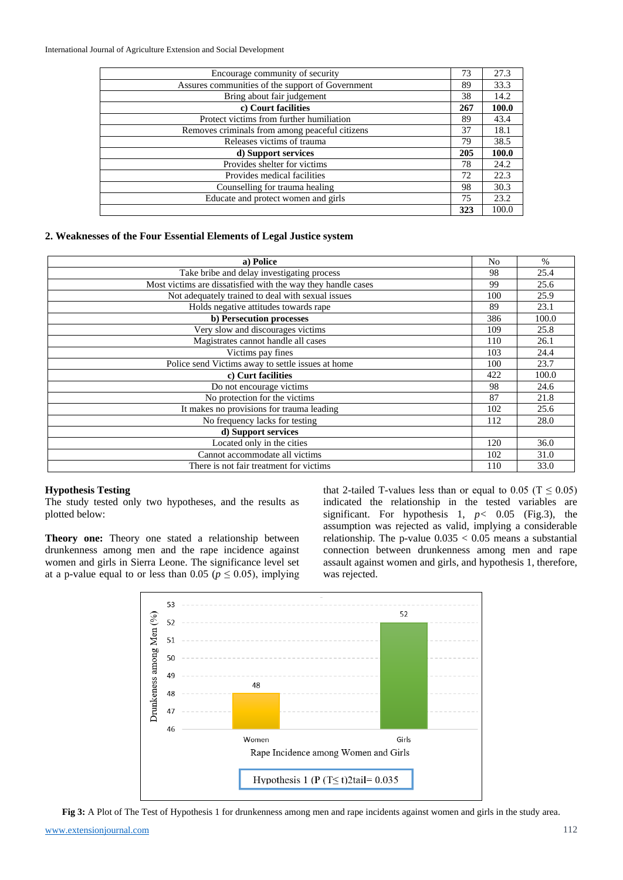| Encourage community of security | 73 | 27.3 |
|---|---|---|
| Assures communities of the support of Government | 89 | 33.3 |
| Bring about fair judgement | 38 | 14.2 |
| **c) Court facilities** | **267** | **100.0** |
| Protect victims from further humiliation | 89 | 43.4 |
| Removes criminals from among peaceful citizens | 37 | 18.1 |
| Releases victims of trauma | 79 | 38.5 |
| **d) Support services** | **205** | **100.0** |
| Provides shelter for victims | 78 | 24.2 |
| Provides medical facilities | 72 | 22.3 |
| Counselling for trauma healing | 98 | 30.3 |
| Educate and protect women and girls | 75 | 23.2 |
| | **323** | 100.0 |

**2. Weaknesses of the Four Essential Elements of Legal Justice system**

| **a) Police** | No | % |
|---|---|---|
| Take bribe and delay investigating process | 98 | 25.4 |
| Most victims are dissatisfied with the way they handle cases | 99 | 25.6 |
| Not adequately trained to deal with sexual issues | 100 | 25.9 |
| Holds negative attitudes towards rape | 89 | 23.1 |
| **b) Persecution processes** | 386 | 100.0 |
| Very slow and discourages victims | 109 | 25.8 |
| Magistrates cannot handle all cases | 110 | 26.1 |
| Victims pay fines | 103 | 24.4 |
| Police send Victims away to settle issues at home | 100 | 23.7 |
| **c) Curt facilities** | 422 | 100.0 |
| Do not encourage victims | 98 | 24.6 |
| No protection for the victims | 87 | 21.8 |
| It makes no provisions for trauma leading | 102 | 25.6 |
| No frequency lacks for testing | 112 | 28.0 |
| **d) Support services** | | |
| Located only in the cities | 120 | 36.0 |
| Cannot accommodate all victims | 102 | 31.0 |
| There is not fair treatment for victims | 110 | 33.0 |

**Hypothesis Testing**

The study tested only two hypotheses, and the results as plotted below:

**Theory one:** Theory one stated a relationship between drunkenness among men and the rape incidence against women and girls in Sierra Leone. The significance level set at a p-value equal to or less than 0.05 ($p \leq 0.05$), implying that 2-tailed T-values less than or equal to 0.05 ($T \leq 0.05$) indicated the relationship in the tested variables are significant. For hypothesis 1, $p < 0.05$ (Fig.3), the assumption was rejected as valid, implying a considerable relationship. The p-value $0.035 < 0.05$ means a substantial connection between drunkenness among men and rape assault against women and girls, and hypothesis 1, therefore, was rejected.

Hypothesis 1 (P (T≤ t)2tail= 0.035

**Fig 3:** A Plot of The Test of Hypothesis 1 for drunkenness among men and rape incidents against women and girls in the study area.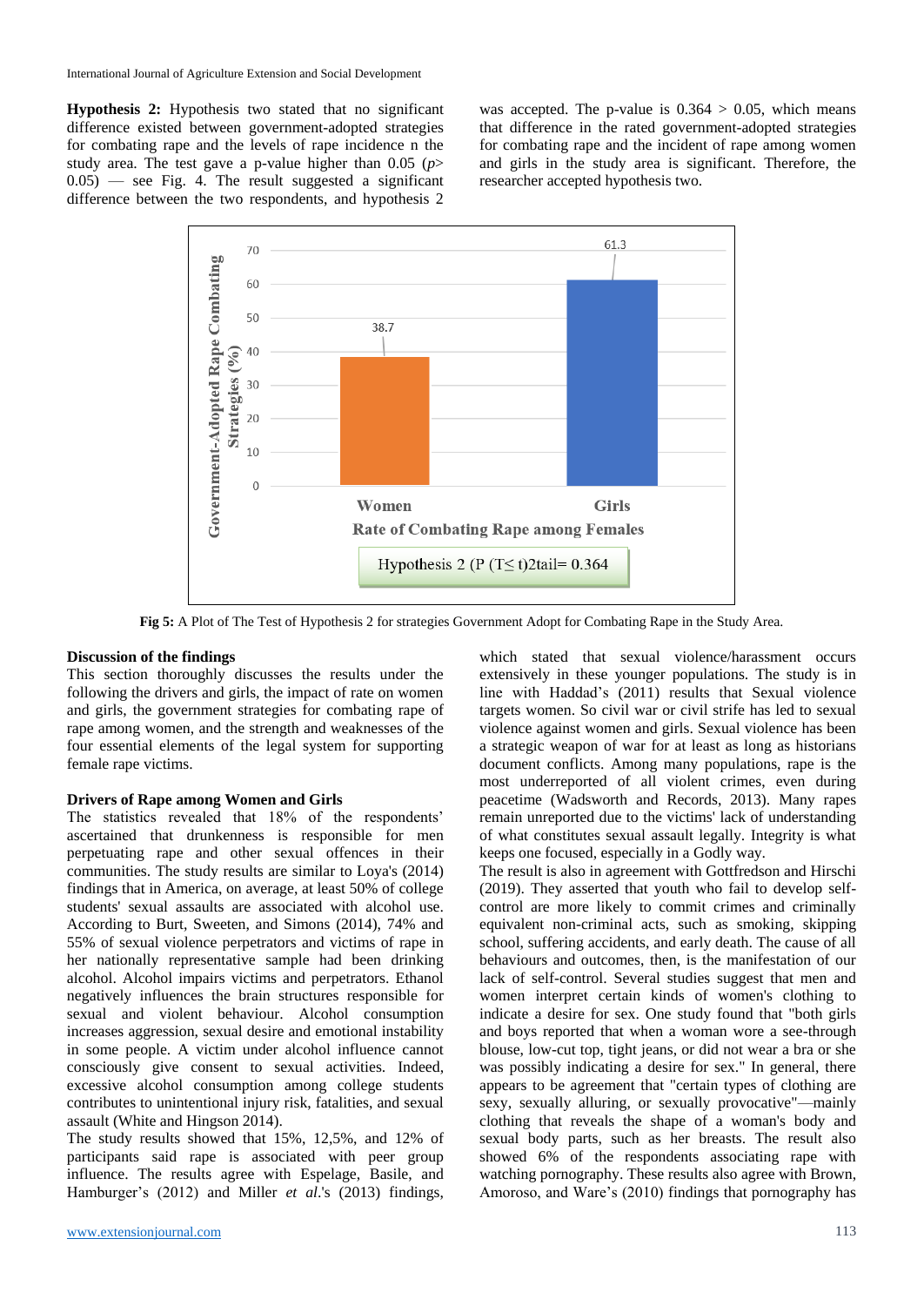**Hypothesis 2:** Hypothesis two stated that no significant difference existed between government-adopted strategies for combating rape and the levels of rape incidence n the study area. The test gave a p-value higher than 0.05 ($p > 0.05$) — see Fig. 4. The result suggested a significant difference between the two respondents, and hypothesis 2 was accepted. The p-value is $0.364 > 0.05$, which means that difference in the rated government-adopted strategies for combating rape and the incident of rape among women and girls in the study area is significant. Therefore, the researcher accepted hypothesis two.

**Fig 5:** A Plot of The Test of Hypothesis 2 for strategies Government Adopt for Combating Rape in the Study Area.

### Discussion of the findings

This section thoroughly discusses the results under the following the drivers and girls, the impact of rate on women and girls, the government strategies for combating rape of rape among women, and the strength and weaknesses of the four essential elements of the legal system for supporting female rape victims.

### Drivers of Rape among Women and Girls

The statistics revealed that 18% of the respondents' ascertained that drunkenness is responsible for men perpetuating rape and other sexual offences in their communities. The study results are similar to Loya's (2014) findings that in America, on average, at least 50% of college students' sexual assaults are associated with alcohol use. According to Burt, Sweeten, and Simons (2014), 74% and 55% of sexual violence perpetrators and victims of rape in her nationally representative sample had been drinking alcohol. Alcohol impairs victims and perpetrators. Ethanol negatively influences the brain structures responsible for sexual and violent behaviour. Alcohol consumption increases aggression, sexual desire and emotional instability in some people. A victim under alcohol influence cannot consciously give consent to sexual activities. Indeed, excessive alcohol consumption among college students contributes to unintentional injury risk, fatalities, and sexual assault (White and Hingson 2014).

The study results showed that 15%, 12,5%, and 12% of participants said rape is associated with peer group influence. The results agree with Espelage, Basile, and Hamburger's (2012) and Miller *et al*.'s (2013) findings, which stated that sexual violence/harassment occurs extensively in these younger populations. The study is in line with Haddad's (2011) results that Sexual violence targets women. So civil war or civil strife has led to sexual violence against women and girls. Sexual violence has been a strategic weapon of war for at least as long as historians document conflicts. Among many populations, rape is the most underreported of all violent crimes, even during peacetime (Wadsworth and Records, 2013). Many rapes remain unreported due to the victims' lack of understanding of what constitutes sexual assault legally. Integrity is what keeps one focused, especially in a Godly way.

The result is also in agreement with Gottfredson and Hirschi (2019). They asserted that youth who fail to develop self-control are more likely to commit crimes and criminally equivalent non-criminal acts, such as smoking, skipping school, suffering accidents, and early death. The cause of all behaviours and outcomes, then, is the manifestation of our lack of self-control. Several studies suggest that men and women interpret certain kinds of women's clothing to indicate a desire for sex. One study found that "both girls and boys reported that when a woman wore a see-through blouse, low-cut top, tight jeans, or did not wear a bra or she was possibly indicating a desire for sex." In general, there appears to be agreement that "certain types of clothing are sexy, sexually alluring, or sexually provocative"—mainly clothing that reveals the shape of a woman's body and sexual body parts, such as her breasts. The result also showed 6% of the respondents associating rape with watching pornography. These results also agree with Brown, Amoroso, and Ware's (2010) findings that pornography has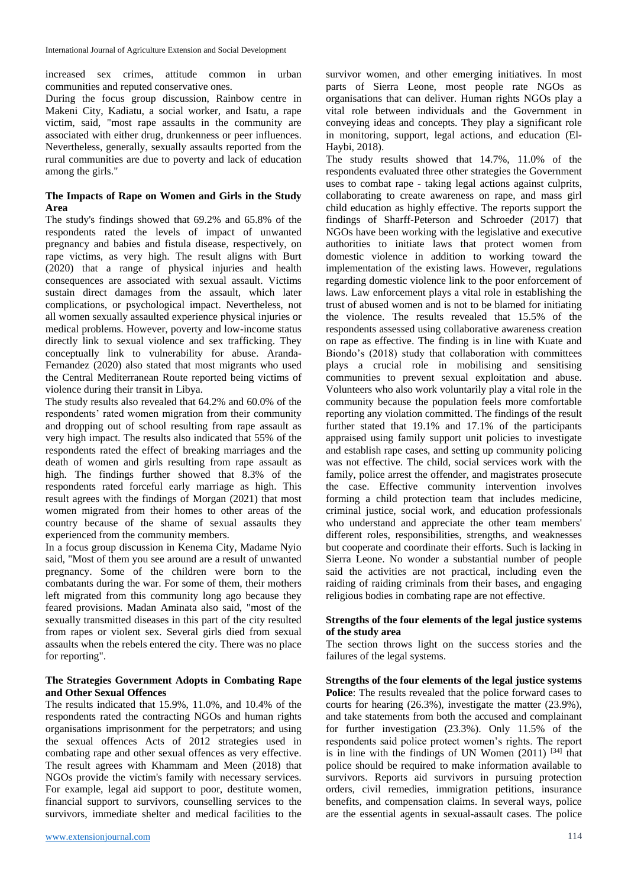increased sex crimes, attitude common in urban communities and reputed conservative ones.

During the focus group discussion, Rainbow centre in Makeni City, Kadiatu, a social worker, and Isatu, a rape victim, said, "most rape assaults in the community are associated with either drug, drunkenness or peer influences. Nevertheless, generally, sexually assaults reported from the rural communities are due to poverty and lack of education among the girls."

**The Impacts of Rape on Women and Girls in the Study Area**

The study's findings showed that 69.2% and 65.8% of the respondents rated the levels of impact of unwanted pregnancy and babies and fistula disease, respectively, on rape victims, as very high. The result aligns with Burt (2020) that a range of physical injuries and health consequences are associated with sexual assault. Victims sustain direct damages from the assault, which later complications, or psychological impact. Nevertheless, not all women sexually assaulted experience physical injuries or medical problems. However, poverty and low-income status directly link to sexual violence and sex trafficking. They conceptually link to vulnerability for abuse. Aranda-Fernandez (2020) also stated that most migrants who used the Central Mediterranean Route reported being victims of violence during their transit in Libya.

The study results also revealed that 64.2% and 60.0% of the respondents' rated women migration from their community and dropping out of school resulting from rape assault as very high impact. The results also indicated that 55% of the respondents rated the effect of breaking marriages and the death of women and girls resulting from rape assault as high. The findings further showed that 8.3% of the respondents rated forceful early marriage as high. This result agrees with the findings of Morgan (2021) that most women migrated from their homes to other areas of the country because of the shame of sexual assaults they experienced from the community members.

In a focus group discussion in Kenema City, Madame Nyio said, "Most of them you see around are a result of unwanted pregnancy. Some of the children were born to the combatants during the war. For some of them, their mothers left migrated from this community long ago because they feared provisions. Madan Aminata also said, "most of the sexually transmitted diseases in this part of the city resulted from rapes or violent sex. Several girls died from sexual assaults when the rebels entered the city. There was no place for reporting".

**The Strategies Government Adopts in Combating Rape and Other Sexual Offences**

The results indicated that 15.9%, 11.0%, and 10.4% of the respondents rated the contracting NGOs and human rights organisations imprisonment for the perpetrators; and using the sexual offences Acts of 2012 strategies used in combating rape and other sexual offences as very effective. The result agrees with Khammam and Meen (2018) that NGOs provide the victim's family with necessary services. For example, legal aid support to poor, destitute women, financial support to survivors, counselling services to the survivors, immediate shelter and medical facilities to the survivor women, and other emerging initiatives. In most parts of Sierra Leone, most people rate NGOs as organisations that can deliver. Human rights NGOs play a vital role between individuals and the Government in conveying ideas and concepts. They play a significant role in monitoring, support, legal actions, and education (El-Haybi, 2018).

The study results showed that 14.7%, 11.0% of the respondents evaluated three other strategies the Government uses to combat rape - taking legal actions against culprits, collaborating to create awareness on rape, and mass girl child education as highly effective. The reports support the findings of Sharff-Peterson and Schroeder (2017) that NGOs have been working with the legislative and executive authorities to initiate laws that protect women from domestic violence in addition to working toward the implementation of the existing laws. However, regulations regarding domestic violence link to the poor enforcement of laws. Law enforcement plays a vital role in establishing the trust of abused women and is not to be blamed for initiating the violence. The results revealed that 15.5% of the respondents assessed using collaborative awareness creation on rape as effective. The finding is in line with Kuate and Biondo's (2018) study that collaboration with committees plays a crucial role in mobilising and sensitising communities to prevent sexual exploitation and abuse. Volunteers who also work voluntarily play a vital role in the community because the population feels more comfortable reporting any violation committed. The findings of the result further stated that 19.1% and 17.1% of the participants appraised using family support unit policies to investigate and establish rape cases, and setting up community policing was not effective. The child, social services work with the family, police arrest the offender, and magistrates prosecute the case. Effective community intervention involves forming a child protection team that includes medicine, criminal justice, social work, and education professionals who understand and appreciate the other team members' different roles, responsibilities, strengths, and weaknesses but cooperate and coordinate their efforts. Such is lacking in Sierra Leone. No wonder a substantial number of people said the activities are not practical, including even the raiding of raiding criminals from their bases, and engaging religious bodies in combating rape are not effective.

**Strengths of the four elements of the legal justice systems of the study area**

The section throws light on the success stories and the failures of the legal systems.

**Strengths of the four elements of the legal justice systems**

**Police**: The results revealed that the police forward cases to courts for hearing (26.3%), investigate the matter (23.9%), and take statements from both the accused and complainant for further investigation (23.3%). Only 11.5% of the respondents said police protect women's rights. The report is in line with the findings of UN Women (2011) [34] that police should be required to make information available to survivors. Reports aid survivors in pursuing protection orders, civil remedies, immigration petitions, insurance benefits, and compensation claims. In several ways, police are the essential agents in sexual-assault cases. The police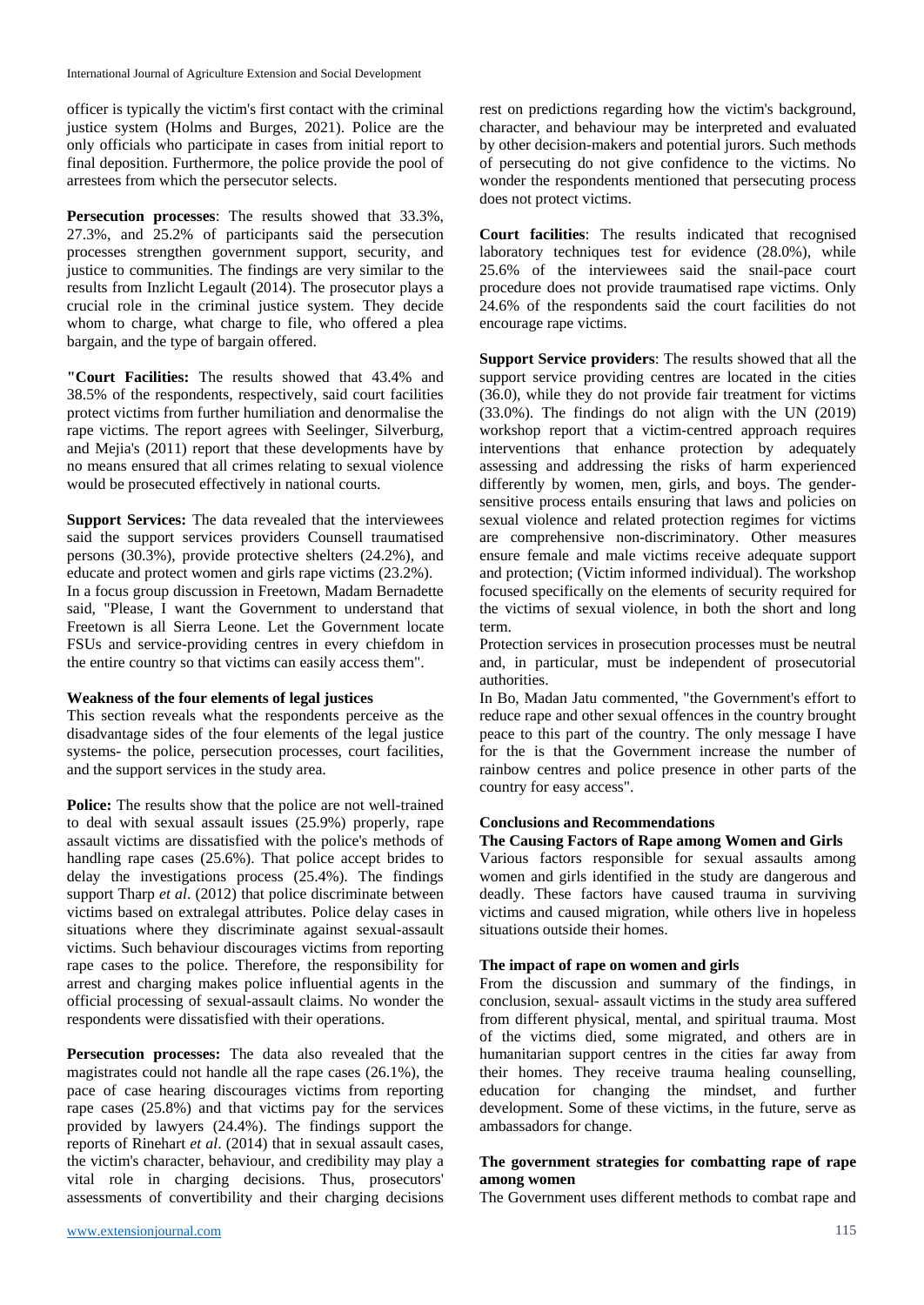officer is typically the victim's first contact with the criminal justice system (Holms and Burges, 2021). Police are the only officials who participate in cases from initial report to final deposition. Furthermore, the police provide the pool of arrestees from which the persecutor selects.

**Persecution processes**: The results showed that 33.3%, 27.3%, and 25.2% of participants said the persecution processes strengthen government support, security, and justice to communities. The findings are very similar to the results from Inzlicht Legault (2014). The prosecutor plays a crucial role in the criminal justice system. They decide whom to charge, what charge to file, who offered a plea bargain, and the type of bargain offered.

**"Court Facilities:** The results showed that 43.4% and 38.5% of the respondents, respectively, said court facilities protect victims from further humiliation and denormalise the rape victims. The report agrees with Seelinger, Silverburg, and Mejia's (2011) report that these developments have by no means ensured that all crimes relating to sexual violence would be prosecuted effectively in national courts.

**Support Services:** The data revealed that the interviewees said the support services providers Counsell traumatised persons (30.3%), provide protective shelters (24.2%), and educate and protect women and girls rape victims (23.2%).

In a focus group discussion in Freetown, Madam Bernadette said, "Please, I want the Government to understand that Freetown is all Sierra Leone. Let the Government locate FSUs and service-providing centres in every chiefdom in the entire country so that victims can easily access them".

#### Weakness of the four elements of legal justices

This section reveals what the respondents perceive as the disadvantage sides of the four elements of the legal justice systems- the police, persecution processes, court facilities, and the support services in the study area.

**Police:** The results show that the police are not well-trained to deal with sexual assault issues (25.9%) properly, rape assault victims are dissatisfied with the police's methods of handling rape cases (25.6%). That police accept brides to delay the investigations process (25.4%). The findings support Tharp *et al*. (2012) that police discriminate between victims based on extralegal attributes. Police delay cases in situations where they discriminate against sexual-assault victims. Such behaviour discourages victims from reporting rape cases to the police. Therefore, the responsibility for arrest and charging makes police influential agents in the official processing of sexual-assault claims. No wonder the respondents were dissatisfied with their operations.

**Persecution processes:** The data also revealed that the magistrates could not handle all the rape cases (26.1%), the pace of case hearing discourages victims from reporting rape cases (25.8%) and that victims pay for the services provided by lawyers (24.4%). The findings support the reports of Rinehart *et al*. (2014) that in sexual assault cases, the victim's character, behaviour, and credibility may play a vital role in charging decisions. Thus, prosecutors' assessments of convertibility and their charging decisions rest on predictions regarding how the victim's background, character, and behaviour may be interpreted and evaluated by other decision-makers and potential jurors. Such methods of persecuting do not give confidence to the victims. No wonder the respondents mentioned that persecuting process does not protect victims.

**Court facilities**: The results indicated that recognised laboratory techniques test for evidence (28.0%), while 25.6% of the interviewees said the snail-pace court procedure does not provide traumatised rape victims. Only 24.6% of the respondents said the court facilities do not encourage rape victims.

**Support Service providers**: The results showed that all the support service providing centres are located in the cities (36.0), while they do not provide fair treatment for victims (33.0%). The findings do not align with the UN (2019) workshop report that a victim-centred approach requires interventions that enhance protection by adequately assessing and addressing the risks of harm experienced differently by women, men, girls, and boys. The gender-sensitive process entails ensuring that laws and policies on sexual violence and related protection regimes for victims are comprehensive non-discriminatory. Other measures ensure female and male victims receive adequate support and protection; (Victim informed individual). The workshop focused specifically on the elements of security required for the victims of sexual violence, in both the short and long term.

Protection services in prosecution processes must be neutral and, in particular, must be independent of prosecutorial authorities.

In Bo, Madan Jatu commented, "the Government's effort to reduce rape and other sexual offences in the country brought peace to this part of the country. The only message I have for the is that the Government increase the number of rainbow centres and police presence in other parts of the country for easy access".

### Conclusions and Recommendations

#### The Causing Factors of Rape among Women and Girls

Various factors responsible for sexual assaults among women and girls identified in the study are dangerous and deadly. These factors have caused trauma in surviving victims and caused migration, while others live in hopeless situations outside their homes.

#### The impact of rape on women and girls

From the discussion and summary of the findings, in conclusion, sexual- assault victims in the study area suffered from different physical, mental, and spiritual trauma. Most of the victims died, some migrated, and others are in humanitarian support centres in the cities far away from their homes. They receive trauma healing counselling, education for changing the mindset, and further development. Some of these victims, in the future, serve as ambassadors for change.

#### The government strategies for combatting rape of rape among women

The Government uses different methods to combat rape and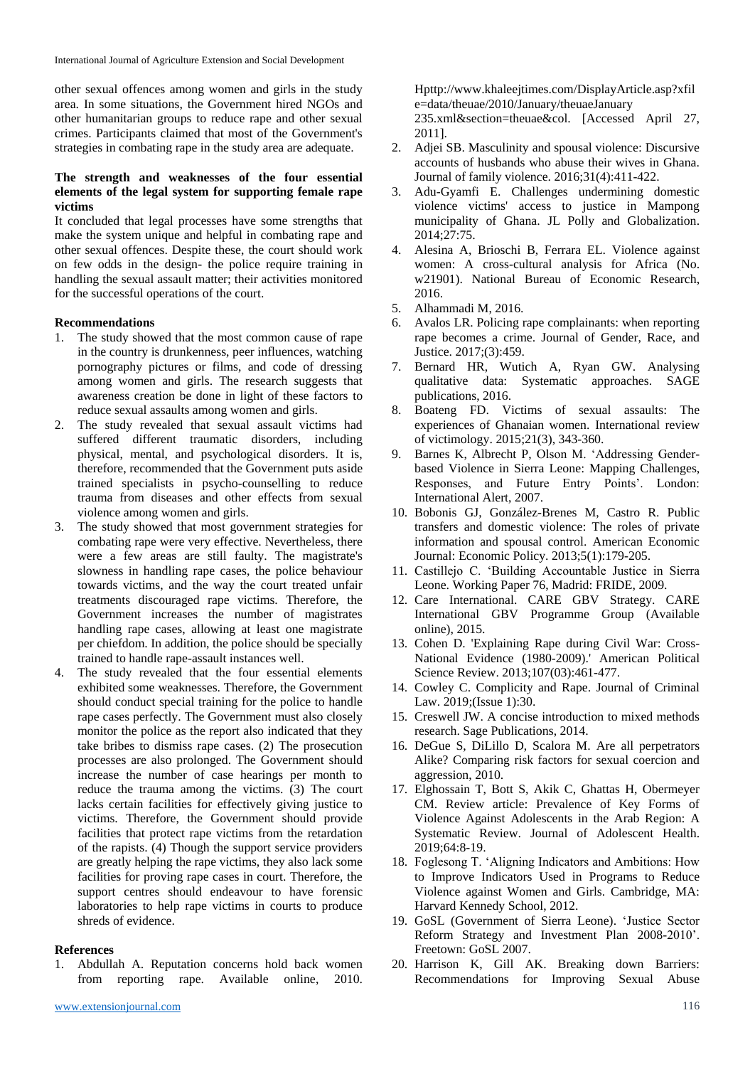other sexual offences among women and girls in the study area. In some situations, the Government hired NGOs and other humanitarian groups to reduce rape and other sexual crimes. Participants claimed that most of the Government's strategies in combating rape in the study area are adequate.

**The strength and weaknesses of the four essential elements of the legal system for supporting female rape victims**

It concluded that legal processes have some strengths that make the system unique and helpful in combating rape and other sexual offences. Despite these, the court should work on few odds in the design- the police require training in handling the sexual assault matter; their activities monitored for the successful operations of the court.

**Recommendations**

1. The study showed that the most common cause of rape in the country is drunkenness, peer influences, watching pornography pictures or films, and code of dressing among women and girls. The research suggests that awareness creation be done in light of these factors to reduce sexual assaults among women and girls.
2. The study revealed that sexual assault victims had suffered different traumatic disorders, including physical, mental, and psychological disorders. It is, therefore, recommended that the Government puts aside trained specialists in psycho-counselling to reduce trauma from diseases and other effects from sexual violence among women and girls.
3. The study showed that most government strategies for combating rape were very effective. Nevertheless, there were a few areas are still faulty. The magistrate's slowness in handling rape cases, the police behaviour towards victims, and the way the court treated unfair treatments discouraged rape victims. Therefore, the Government increases the number of magistrates handling rape cases, allowing at least one magistrate per chiefdom. In addition, the police should be specially trained to handle rape-assault instances well.
4. The study revealed that the four essential elements exhibited some weaknesses. Therefore, the Government should conduct special training for the police to handle rape cases perfectly. The Government must also closely monitor the police as the report also indicated that they take bribes to dismiss rape cases. (2) The prosecution processes are also prolonged. The Government should increase the number of case hearings per month to reduce the trauma among the victims. (3) The court lacks certain facilities for effectively giving justice to victims. Therefore, the Government should provide facilities that protect rape victims from the retardation of the rapists. (4) Though the support service providers are greatly helping the rape victims, they also lack some facilities for proving rape cases in court. Therefore, the support centres should endeavour to have forensic laboratories to help rape victims in courts to produce shreds of evidence.

**References**

1. Abdullah A. Reputation concerns hold back women from reporting rape. Available online, 2010. Hpttp://www.khaleejtimes.com/DisplayArticle.asp?xfile=data/theuae/2010/January/theuaeJanuary235.xml&section=theuae&col. [Accessed April 27, 2011].
2. Adjei SB. Masculinity and spousal violence: Discursive accounts of husbands who abuse their wives in Ghana. Journal of family violence. 2016;31(4):411-422.
3. Adu-Gyamfi E. Challenges undermining domestic violence victims' access to justice in Mampong municipality of Ghana. JL Polly and Globalization. 2014;27:75.
4. Alesina A, Brioschi B, Ferrara EL. Violence against women: A cross-cultural analysis for Africa (No. w21901). National Bureau of Economic Research, 2016.
5. Alhammadi M, 2016.
6. Avalos LR. Policing rape complainants: when reporting rape becomes a crime. Journal of Gender, Race, and Justice. 2017;(3):459.
7. Bernard HR, Wutich A, Ryan GW. Analysing qualitative data: Systematic approaches. SAGE publications, 2016.
8. Boateng FD. Victims of sexual assaults: The experiences of Ghanaian women. International review of victimology. 2015;21(3), 343-360.
9. Barnes K, Albrecht P, Olson M. 'Addressing Gender-based Violence in Sierra Leone: Mapping Challenges, Responses, and Future Entry Points'. London: International Alert, 2007.
10. Bobonis GJ, González-Brenes M, Castro R. Public transfers and domestic violence: The roles of private information and spousal control. American Economic Journal: Economic Policy. 2013;5(1):179-205.
11. Castillejo C. 'Building Accountable Justice in Sierra Leone. Working Paper 76, Madrid: FRIDE, 2009.
12. Care International. CARE GBV Strategy. CARE International GBV Programme Group (Available online), 2015.
13. Cohen D. 'Explaining Rape during Civil War: Cross-National Evidence (1980-2009).' American Political Science Review. 2013;107(03):461-477.
14. Cowley C. Complicity and Rape. Journal of Criminal Law. 2019;(Issue 1):30.
15. Creswell JW. A concise introduction to mixed methods research. Sage Publications, 2014.
16. DeGue S, DiLillo D, Scalora M. Are all perpetrators Alike? Comparing risk factors for sexual coercion and aggression, 2010.
17. Elghossain T, Bott S, Akik C, Ghattas H, Obermeyer CM. Review article: Prevalence of Key Forms of Violence Against Adolescents in the Arab Region: A Systematic Review. Journal of Adolescent Health. 2019;64:8-19.
18. Foglesong T. 'Aligning Indicators and Ambitions: How to Improve Indicators Used in Programs to Reduce Violence against Women and Girls. Cambridge, MA: Harvard Kennedy School, 2012.
19. GoSL (Government of Sierra Leone). 'Justice Sector Reform Strategy and Investment Plan 2008-2010'. Freetown: GoSL 2007.
20. Harrison K, Gill AK. Breaking down Barriers: Recommendations for Improving Sexual Abuse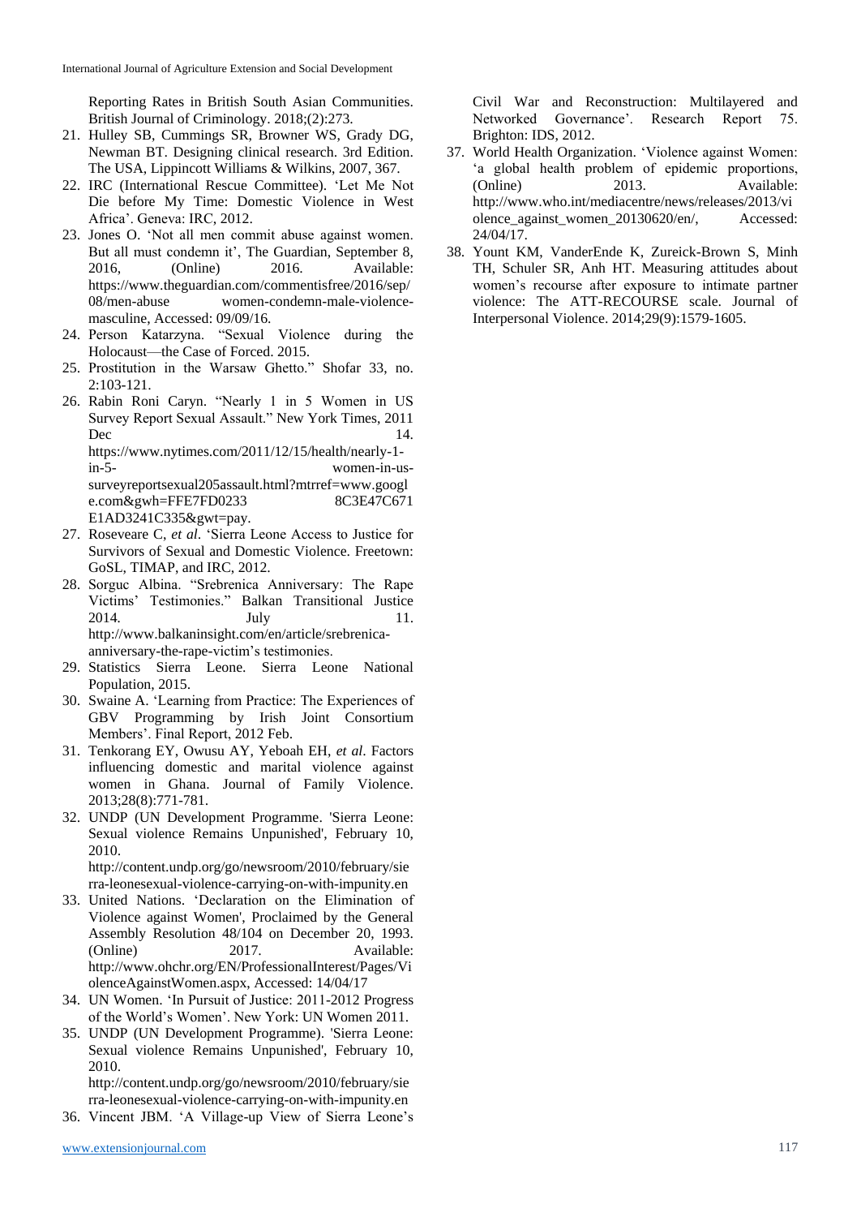Reporting Rates in British South Asian Communities. British Journal of Criminology. 2018;(2):273.

21. Hulley SB, Cummings SR, Browner WS, Grady DG, Newman BT. Designing clinical research. 3rd Edition. The USA, Lippincott Williams & Wilkins, 2007, 367.
22. IRC (International Rescue Committee). 'Let Me Not Die before My Time: Domestic Violence in West Africa'. Geneva: IRC, 2012.
23. Jones O. 'Not all men commit abuse against women. But all must condemn it', The Guardian, September 8, 2016, (Online) 2016. Available: https://www.theguardian.com/commentisfree/2016/sep/08/men-abuse women-condemn-male-violence-masculine, Accessed: 09/09/16.
24. Person Katarzyna. "Sexual Violence during the Holocaust—the Case of Forced. 2015.
25. Prostitution in the Warsaw Ghetto." Shofar 33, no. 2:103-121.
26. Rabin Roni Caryn. "Nearly 1 in 5 Women in US Survey Report Sexual Assault." New York Times, 2011 Dec 14. https://www.nytimes.com/2011/12/15/health/nearly-1-in-5- women-in-us-surveyreportsexual205assault.html?mtrref=www.google.com&gwh=FFE7FD0233 8C3E47C671E1AD3241C335&gwt=pay.
27. Roseveare C, *et al*. 'Sierra Leone Access to Justice for Survivors of Sexual and Domestic Violence. Freetown: GoSL, TIMAP, and IRC, 2012.
28. Sorguc Albina. "Srebrenica Anniversary: The Rape Victims' Testimonies." Balkan Transitional Justice 2014. July 11. http://www.balkaninsight.com/en/article/srebrenica-anniversary-the-rape-victim's testimonies.
29. Statistics Sierra Leone. Sierra Leone National Population, 2015.
30. Swaine A. 'Learning from Practice: The Experiences of GBV Programming by Irish Joint Consortium Members'. Final Report, 2012 Feb.
31. Tenkorang EY, Owusu AY, Yeboah EH, *et al*. Factors influencing domestic and marital violence against women in Ghana. Journal of Family Violence. 2013;28(8):771-781.
32. UNDP (UN Development Programme. 'Sierra Leone: Sexual violence Remains Unpunished', February 10, 2010. http://content.undp.org/go/newsroom/2010/february/sierra-leonesexual-violence-carrying-on-with-impunity.en
33. United Nations. 'Declaration on the Elimination of Violence against Women', Proclaimed by the General Assembly Resolution 48/104 on December 20, 1993. (Online) 2017. Available: http://www.ohchr.org/EN/ProfessionalInterest/Pages/ViolenceAgainstWomen.aspx, Accessed: 14/04/17
34. UN Women. 'In Pursuit of Justice: 2011-2012 Progress of the World's Women'. New York: UN Women 2011.
35. UNDP (UN Development Programme). 'Sierra Leone: Sexual violence Remains Unpunished', February 10, 2010. http://content.undp.org/go/newsroom/2010/february/sierra-leonesexual-violence-carrying-on-with-impunity.en
36. Vincent JBM. 'A Village-up View of Sierra Leone's Civil War and Reconstruction: Multilayered and Networked Governance'. Research Report 75. Brighton: IDS, 2012.
37. World Health Organization. 'Violence against Women: 'a global health problem of epidemic proportions, (Online) 2013. Available: http://www.who.int/mediacentre/news/releases/2013/violence_against_women_20130620/en/, Accessed: 24/04/17.
38. Yount KM, VanderEnde K, Zureick-Brown S, Minh TH, Schuler SR, Anh HT. Measuring attitudes about women's recourse after exposure to intimate partner violence: The ATT-RECOURSE scale. Journal of Interpersonal Violence. 2014;29(9):1579-1605.